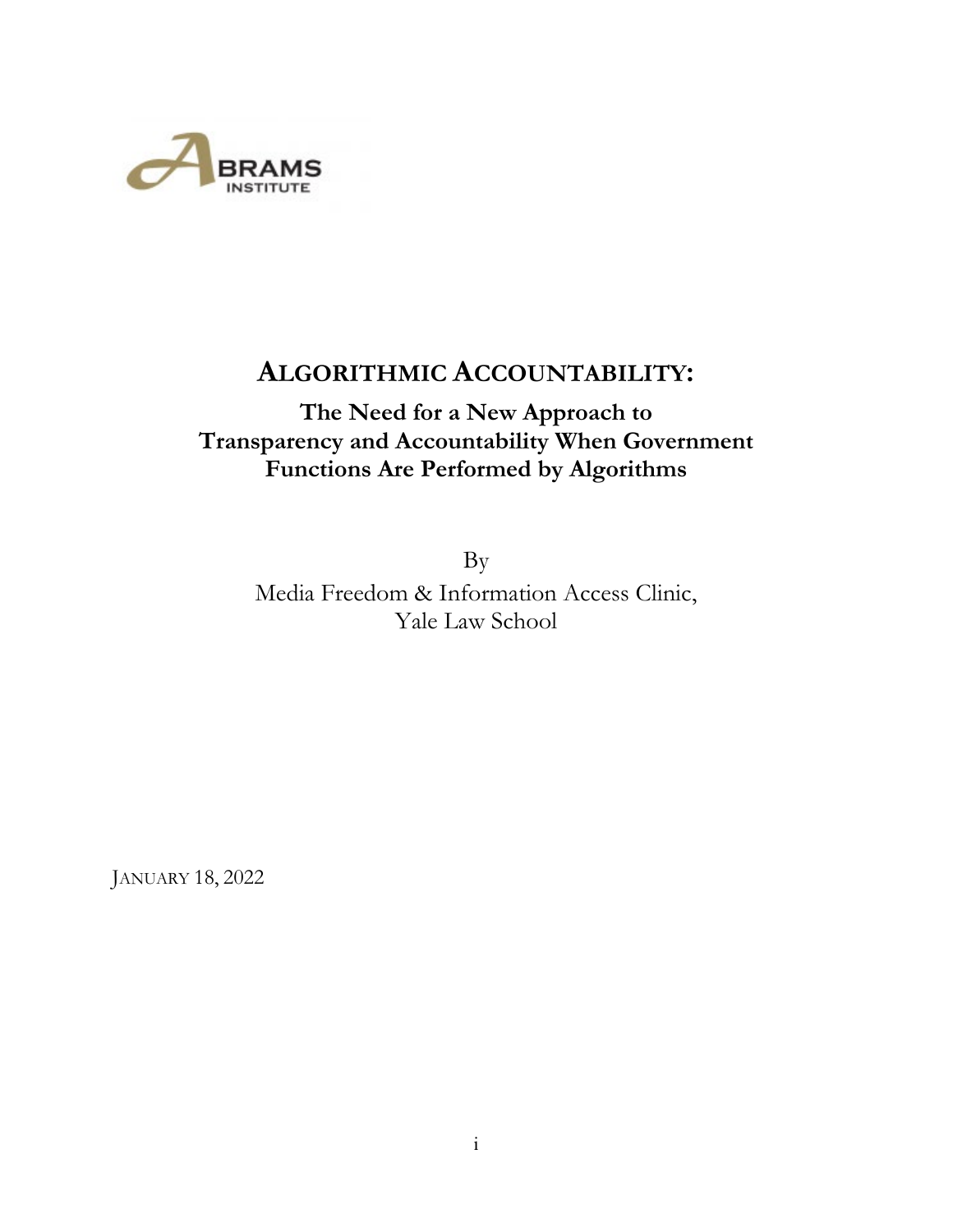ABRAMS INSTITUTE

# ALGORITHMIC ACCOUNTABILITY:

## The Need for a New Approach to Transparency and Accountability When Government Functions Are Performed by Algorithms

By

Media Freedom & Information Access Clinic,
Yale Law School

JANUARY 18, 2022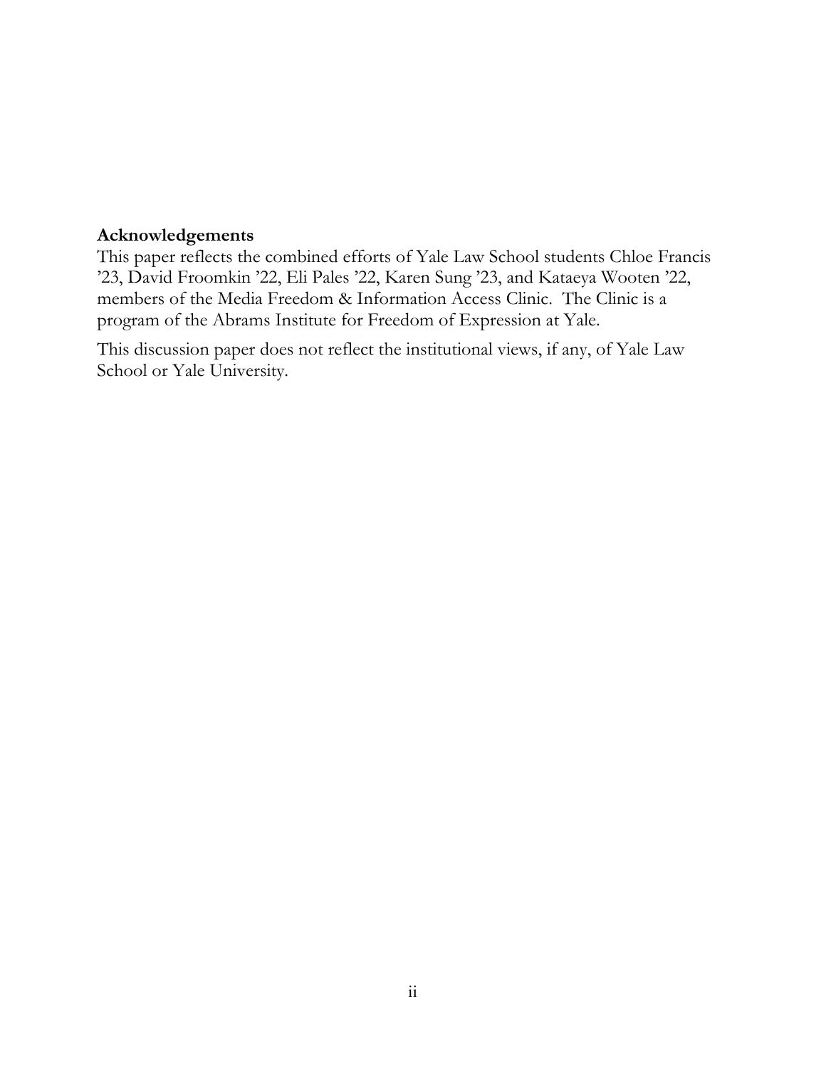**Acknowledgements**

This paper reflects the combined efforts of Yale Law School students Chloe Francis '23, David Froomkin '22, Eli Pales '22, Karen Sung '23, and Kataeya Wooten '22, members of the Media Freedom & Information Access Clinic. The Clinic is a program of the Abrams Institute for Freedom of Expression at Yale.

This discussion paper does not reflect the institutional views, if any, of Yale Law School or Yale University.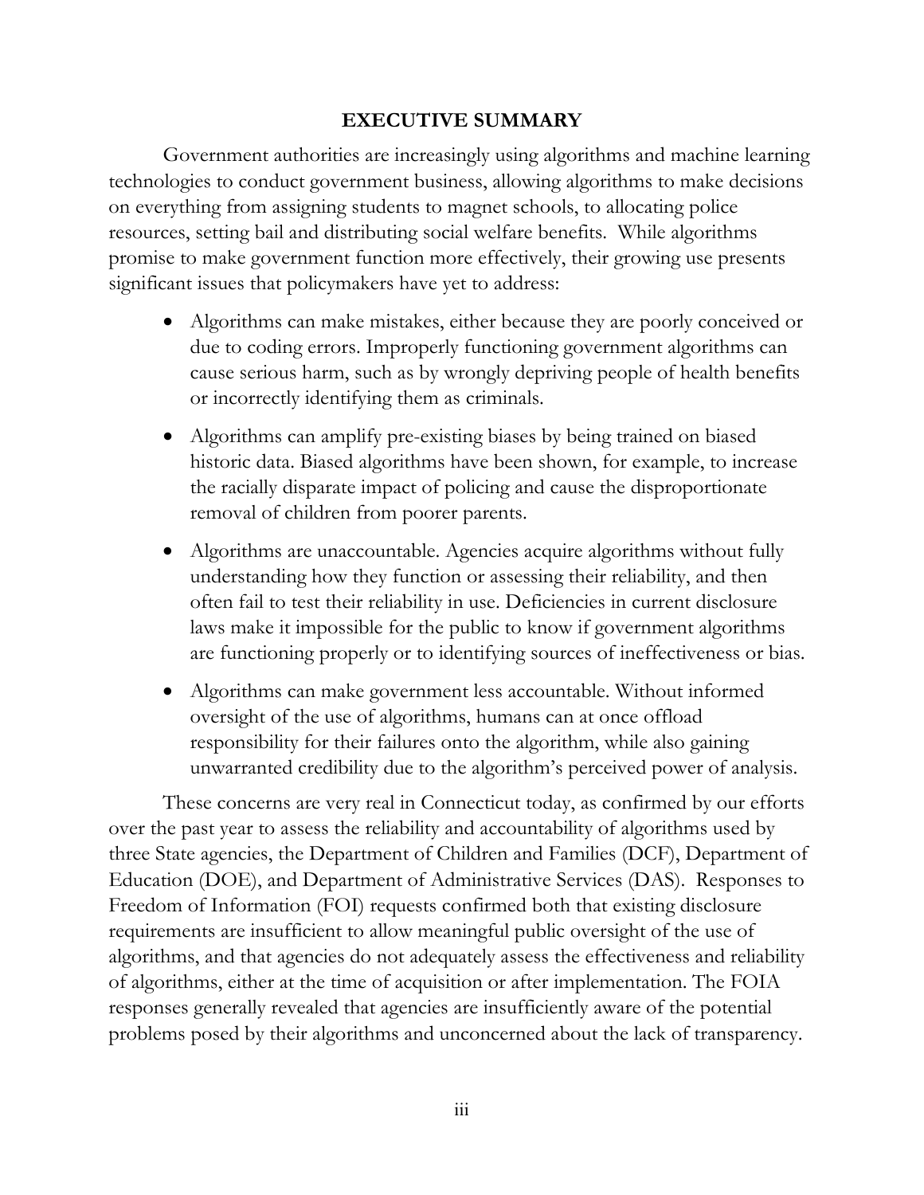## EXECUTIVE SUMMARY

Government authorities are increasingly using algorithms and machine learning technologies to conduct government business, allowing algorithms to make decisions on everything from assigning students to magnet schools, to allocating police resources, setting bail and distributing social welfare benefits. While algorithms promise to make government function more effectively, their growing use presents significant issues that policymakers have yet to address:

- Algorithms can make mistakes, either because they are poorly conceived or due to coding errors. Improperly functioning government algorithms can cause serious harm, such as by wrongly depriving people of health benefits or incorrectly identifying them as criminals.
- Algorithms can amplify pre-existing biases by being trained on biased historic data. Biased algorithms have been shown, for example, to increase the racially disparate impact of policing and cause the disproportionate removal of children from poorer parents.
- Algorithms are unaccountable. Agencies acquire algorithms without fully understanding how they function or assessing their reliability, and then often fail to test their reliability in use. Deficiencies in current disclosure laws make it impossible for the public to know if government algorithms are functioning properly or to identifying sources of ineffectiveness or bias.
- Algorithms can make government less accountable. Without informed oversight of the use of algorithms, humans can at once offload responsibility for their failures onto the algorithm, while also gaining unwarranted credibility due to the algorithm's perceived power of analysis.

These concerns are very real in Connecticut today, as confirmed by our efforts over the past year to assess the reliability and accountability of algorithms used by three State agencies, the Department of Children and Families (DCF), Department of Education (DOE), and Department of Administrative Services (DAS). Responses to Freedom of Information (FOI) requests confirmed both that existing disclosure requirements are insufficient to allow meaningful public oversight of the use of algorithms, and that agencies do not adequately assess the effectiveness and reliability of algorithms, either at the time of acquisition or after implementation. The FOIA responses generally revealed that agencies are insufficiently aware of the potential problems posed by their algorithms and unconcerned about the lack of transparency.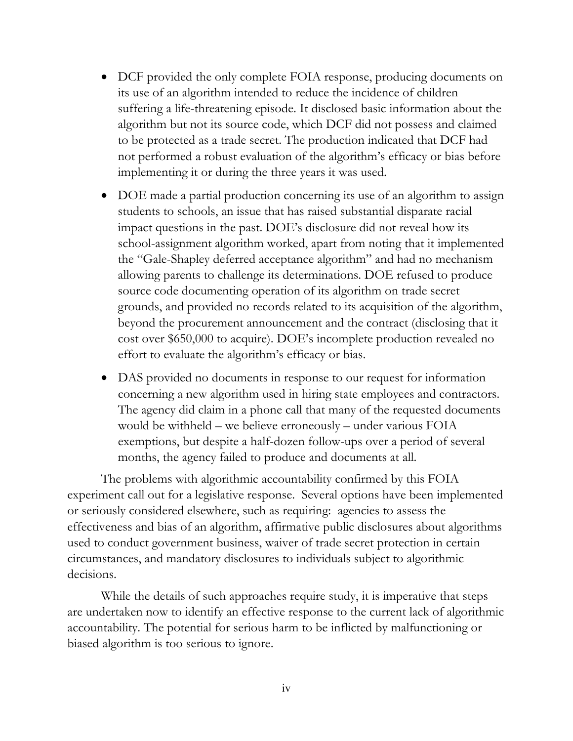- DCF provided the only complete FOIA response, producing documents on its use of an algorithm intended to reduce the incidence of children suffering a life-threatening episode. It disclosed basic information about the algorithm but not its source code, which DCF did not possess and claimed to be protected as a trade secret. The production indicated that DCF had not performed a robust evaluation of the algorithm's efficacy or bias before implementing it or during the three years it was used.

- DOE made a partial production concerning its use of an algorithm to assign students to schools, an issue that has raised substantial disparate racial impact questions in the past. DOE's disclosure did not reveal how its school-assignment algorithm worked, apart from noting that it implemented the "Gale-Shapley deferred acceptance algorithm" and had no mechanism allowing parents to challenge its determinations. DOE refused to produce source code documenting operation of its algorithm on trade secret grounds, and provided no records related to its acquisition of the algorithm, beyond the procurement announcement and the contract (disclosing that it cost over $650,000 to acquire). DOE's incomplete production revealed no effort to evaluate the algorithm's efficacy or bias.

- DAS provided no documents in response to our request for information concerning a new algorithm used in hiring state employees and contractors. The agency did claim in a phone call that many of the requested documents would be withheld – we believe erroneously – under various FOIA exemptions, but despite a half-dozen follow-ups over a period of several months, the agency failed to produce and documents at all.

The problems with algorithmic accountability confirmed by this FOIA experiment call out for a legislative response. Several options have been implemented or seriously considered elsewhere, such as requiring: agencies to assess the effectiveness and bias of an algorithm, affirmative public disclosures about algorithms used to conduct government business, waiver of trade secret protection in certain circumstances, and mandatory disclosures to individuals subject to algorithmic decisions.

While the details of such approaches require study, it is imperative that steps are undertaken now to identify an effective response to the current lack of algorithmic accountability. The potential for serious harm to be inflicted by malfunctioning or biased algorithm is too serious to ignore.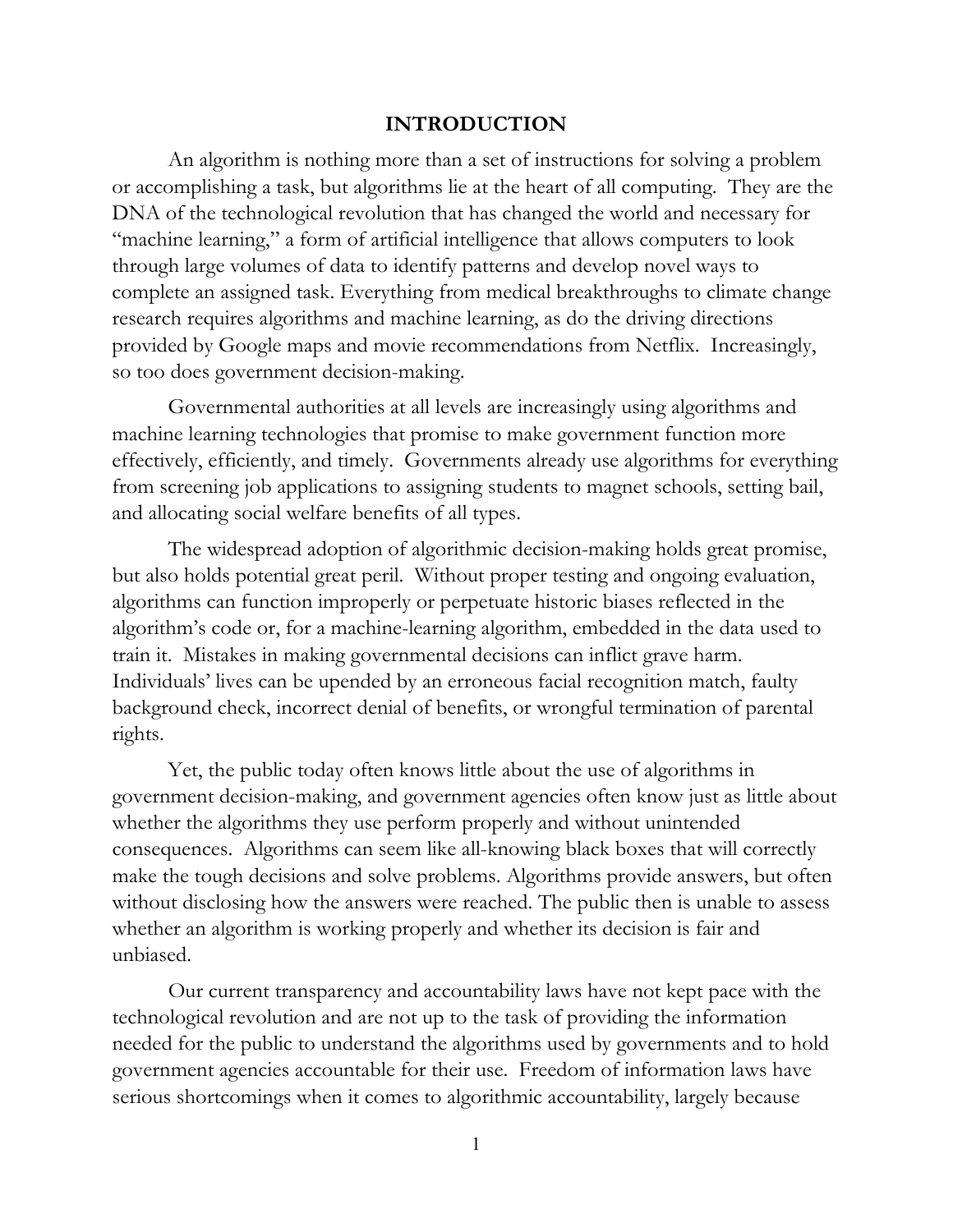# INTRODUCTION

An algorithm is nothing more than a set of instructions for solving a problem or accomplishing a task, but algorithms lie at the heart of all computing. They are the DNA of the technological revolution that has changed the world and necessary for "machine learning," a form of artificial intelligence that allows computers to look through large volumes of data to identify patterns and develop novel ways to complete an assigned task. Everything from medical breakthroughs to climate change research requires algorithms and machine learning, as do the driving directions provided by Google maps and movie recommendations from Netflix. Increasingly, so too does government decision-making.

Governmental authorities at all levels are increasingly using algorithms and machine learning technologies that promise to make government function more effectively, efficiently, and timely. Governments already use algorithms for everything from screening job applications to assigning students to magnet schools, setting bail, and allocating social welfare benefits of all types.

The widespread adoption of algorithmic decision-making holds great promise, but also holds potential great peril. Without proper testing and ongoing evaluation, algorithms can function improperly or perpetuate historic biases reflected in the algorithm's code or, for a machine-learning algorithm, embedded in the data used to train it. Mistakes in making governmental decisions can inflict grave harm. Individuals' lives can be upended by an erroneous facial recognition match, faulty background check, incorrect denial of benefits, or wrongful termination of parental rights.

Yet, the public today often knows little about the use of algorithms in government decision-making, and government agencies often know just as little about whether the algorithms they use perform properly and without unintended consequences. Algorithms can seem like all-knowing black boxes that will correctly make the tough decisions and solve problems. Algorithms provide answers, but often without disclosing how the answers were reached. The public then is unable to assess whether an algorithm is working properly and whether its decision is fair and unbiased.

Our current transparency and accountability laws have not kept pace with the technological revolution and are not up to the task of providing the information needed for the public to understand the algorithms used by governments and to hold government agencies accountable for their use. Freedom of information laws have serious shortcomings when it comes to algorithmic accountability, largely because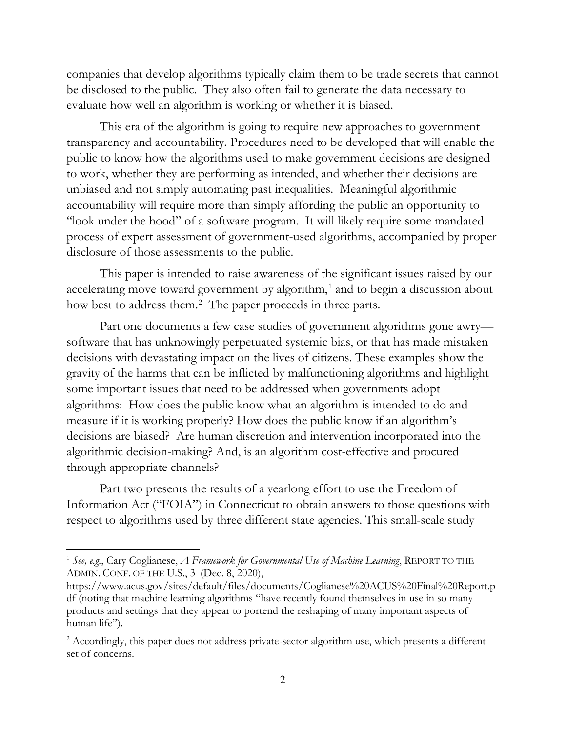companies that develop algorithms typically claim them to be trade secrets that cannot be disclosed to the public. They also often fail to generate the data necessary to evaluate how well an algorithm is working or whether it is biased.

This era of the algorithm is going to require new approaches to government transparency and accountability. Procedures need to be developed that will enable the public to know how the algorithms used to make government decisions are designed to work, whether they are performing as intended, and whether their decisions are unbiased and not simply automating past inequalities. Meaningful algorithmic accountability will require more than simply affording the public an opportunity to "look under the hood" of a software program. It will likely require some mandated process of expert assessment of government-used algorithms, accompanied by proper disclosure of those assessments to the public.

This paper is intended to raise awareness of the significant issues raised by our accelerating move toward government by algorithm,[1] and to begin a discussion about how best to address them.[2] The paper proceeds in three parts.

Part one documents a few case studies of government algorithms gone awry—software that has unknowingly perpetuated systemic bias, or that has made mistaken decisions with devastating impact on the lives of citizens. These examples show the gravity of the harms that can be inflicted by malfunctioning algorithms and highlight some important issues that need to be addressed when governments adopt algorithms: How does the public know what an algorithm is intended to do and measure if it is working properly? How does the public know if an algorithm's decisions are biased? Are human discretion and intervention incorporated into the algorithmic decision-making? And, is an algorithm cost-effective and procured through appropriate channels?

Part two presents the results of a yearlong effort to use the Freedom of Information Act ("FOIA") in Connecticut to obtain answers to those questions with respect to algorithms used by three different state agencies. This small-scale study

---

[1] *See, e.g.*, Cary Coglianese, *A Framework for Governmental Use of Machine Learning*, REPORT TO THE ADMIN. CONF. OF THE U.S., 3 (Dec. 8, 2020), https://www.acus.gov/sites/default/files/documents/Coglianese%20ACUS%20Final%20Report.pdf (noting that machine learning algorithms "have recently found themselves in use in so many products and settings that they appear to portend the reshaping of many important aspects of human life").

[2] Accordingly, this paper does not address private-sector algorithm use, which presents a different set of concerns.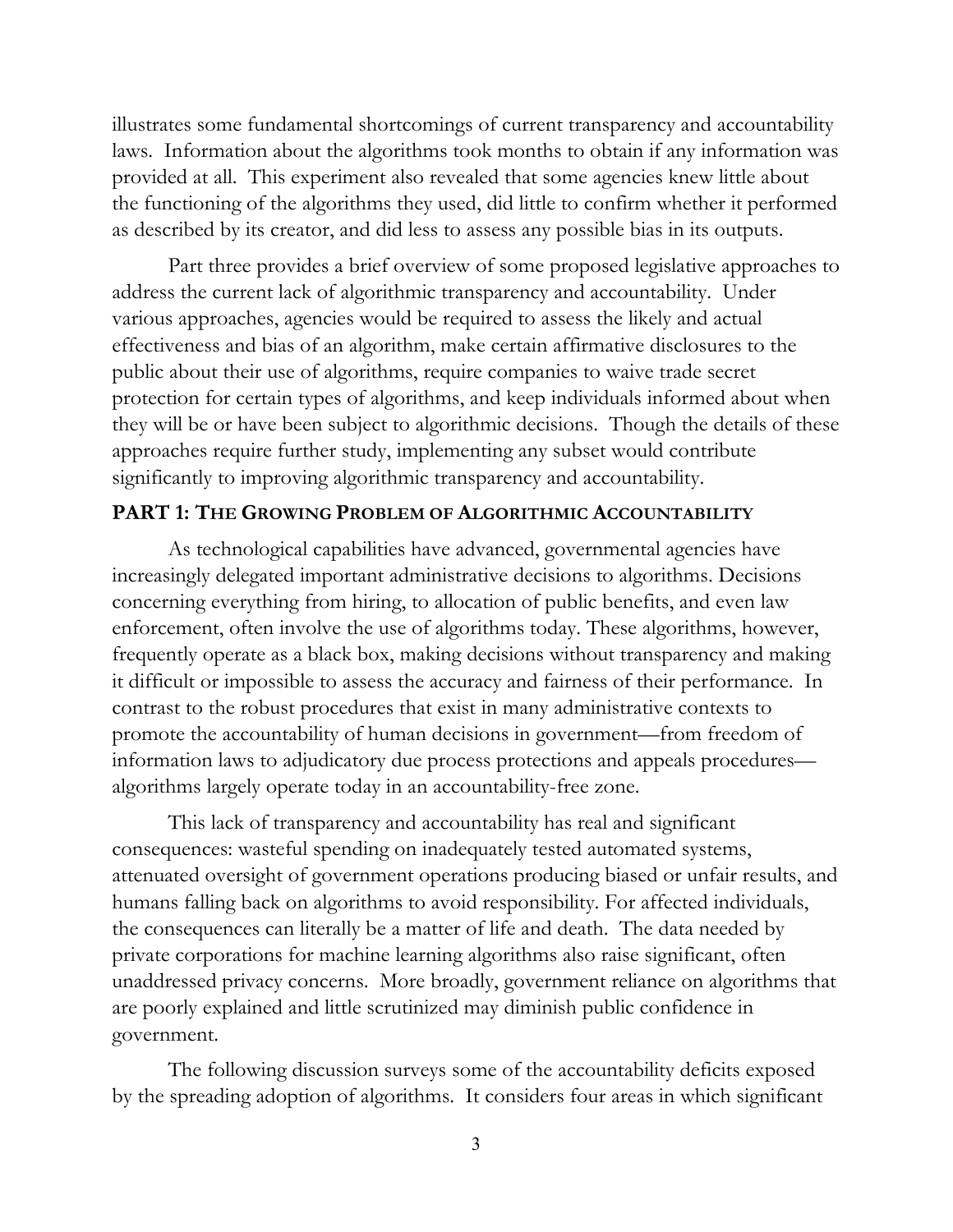illustrates some fundamental shortcomings of current transparency and accountability laws. Information about the algorithms took months to obtain if any information was provided at all. This experiment also revealed that some agencies knew little about the functioning of the algorithms they used, did little to confirm whether it performed as described by its creator, and did less to assess any possible bias in its outputs.

Part three provides a brief overview of some proposed legislative approaches to address the current lack of algorithmic transparency and accountability. Under various approaches, agencies would be required to assess the likely and actual effectiveness and bias of an algorithm, make certain affirmative disclosures to the public about their use of algorithms, require companies to waive trade secret protection for certain types of algorithms, and keep individuals informed about when they will be or have been subject to algorithmic decisions. Though the details of these approaches require further study, implementing any subset would contribute significantly to improving algorithmic transparency and accountability.

## PART 1: THE GROWING PROBLEM OF ALGORITHMIC ACCOUNTABILITY

As technological capabilities have advanced, governmental agencies have increasingly delegated important administrative decisions to algorithms. Decisions concerning everything from hiring, to allocation of public benefits, and even law enforcement, often involve the use of algorithms today. These algorithms, however, frequently operate as a black box, making decisions without transparency and making it difficult or impossible to assess the accuracy and fairness of their performance. In contrast to the robust procedures that exist in many administrative contexts to promote the accountability of human decisions in government—from freedom of information laws to adjudicatory due process protections and appeals procedures—algorithms largely operate today in an accountability-free zone.

This lack of transparency and accountability has real and significant consequences: wasteful spending on inadequately tested automated systems, attenuated oversight of government operations producing biased or unfair results, and humans falling back on algorithms to avoid responsibility. For affected individuals, the consequences can literally be a matter of life and death. The data needed by private corporations for machine learning algorithms also raise significant, often unaddressed privacy concerns. More broadly, government reliance on algorithms that are poorly explained and little scrutinized may diminish public confidence in government.

The following discussion surveys some of the accountability deficits exposed by the spreading adoption of algorithms. It considers four areas in which significant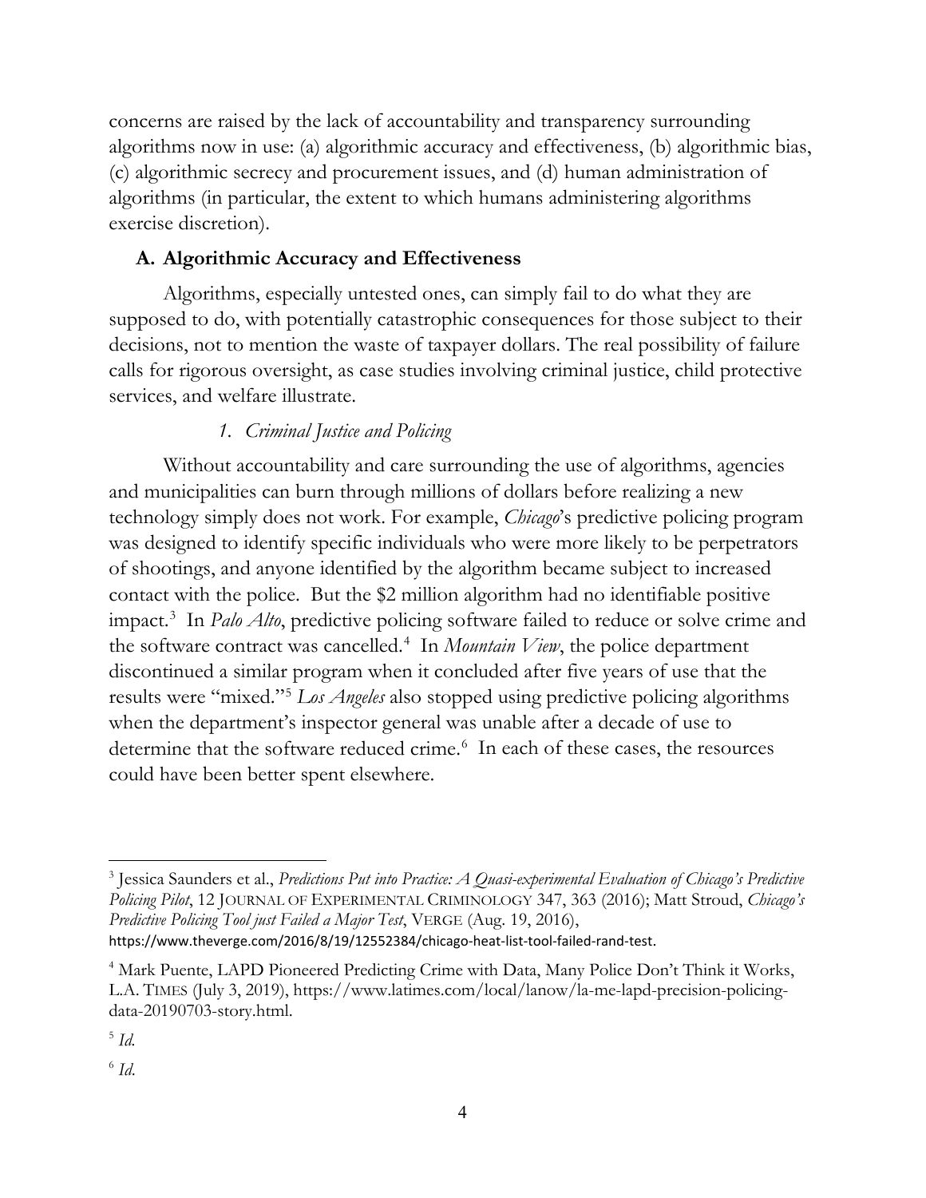concerns are raised by the lack of accountability and transparency surrounding algorithms now in use: (a) algorithmic accuracy and effectiveness, (b) algorithmic bias, (c) algorithmic secrecy and procurement issues, and (d) human administration of algorithms (in particular, the extent to which humans administering algorithms exercise discretion).

### A. Algorithmic Accuracy and Effectiveness

Algorithms, especially untested ones, can simply fail to do what they are supposed to do, with potentially catastrophic consequences for those subject to their decisions, not to mention the waste of taxpayer dollars. The real possibility of failure calls for rigorous oversight, as case studies involving criminal justice, child protective services, and welfare illustrate.

#### *1. Criminal Justice and Policing*

Without accountability and care surrounding the use of algorithms, agencies and municipalities can burn through millions of dollars before realizing a new technology simply does not work. For example, *Chicago*'s predictive policing program was designed to identify specific individuals who were more likely to be perpetrators of shootings, and anyone identified by the algorithm became subject to increased contact with the police. But the $2 million algorithm had no identifiable positive impact.[3] In *Palo Alto*, predictive policing software failed to reduce or solve crime and the software contract was cancelled.[4] In *Mountain View*, the police department discontinued a similar program when it concluded after five years of use that the results were "mixed."[5] *Los Angeles* also stopped using predictive policing algorithms when the department's inspector general was unable after a decade of use to determine that the software reduced crime.[6] In each of these cases, the resources could have been better spent elsewhere.

---

[3] Jessica Saunders et al., *Predictions Put into Practice: A Quasi-experimental Evaluation of Chicago's Predictive Policing Pilot*, 12 JOURNAL OF EXPERIMENTAL CRIMINOLOGY 347, 363 (2016); Matt Stroud, *Chicago's Predictive Policing Tool just Failed a Major Test*, VERGE (Aug. 19, 2016), https://www.theverge.com/2016/8/19/12552384/chicago-heat-list-tool-failed-rand-test.

[4] Mark Puente, LAPD Pioneered Predicting Crime with Data, Many Police Don't Think it Works, L.A. TIMES (July 3, 2019), https://www.latimes.com/local/lanow/la-me-lapd-precision-policing-data-20190703-story.html.

[5] *Id.*

[6] *Id.*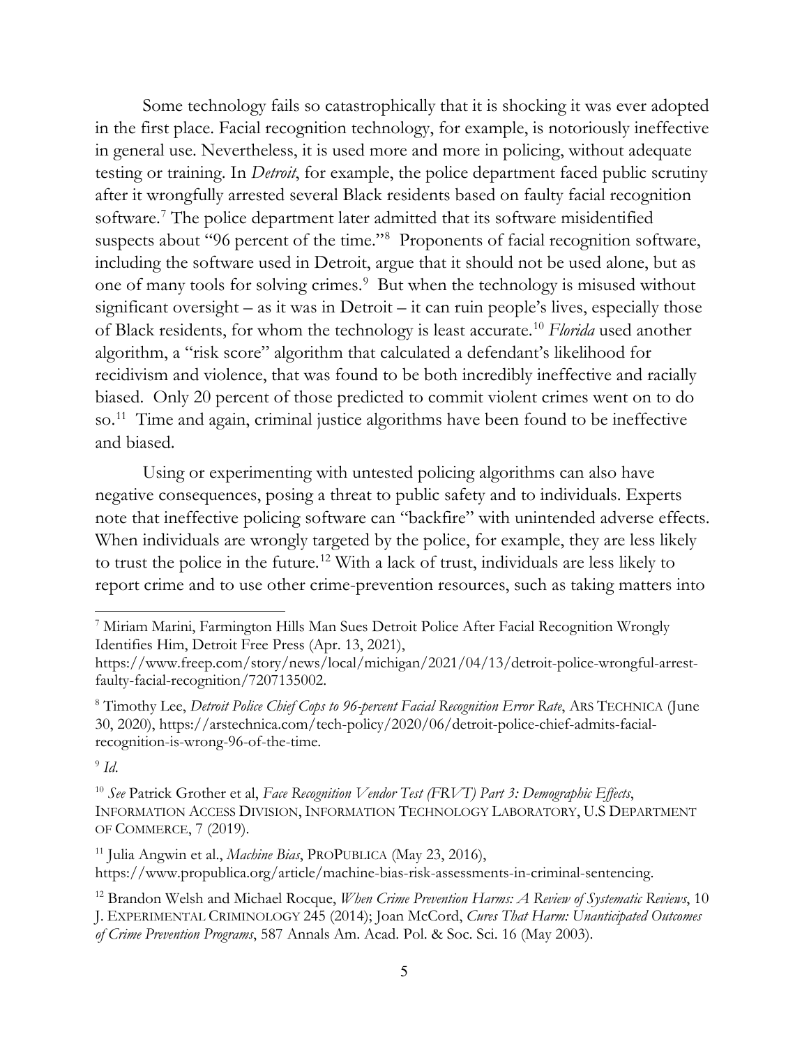Some technology fails so catastrophically that it is shocking it was ever adopted in the first place. Facial recognition technology, for example, is notoriously ineffective in general use. Nevertheless, it is used more and more in policing, without adequate testing or training. In *Detroit*, for example, the police department faced public scrutiny after it wrongfully arrested several Black residents based on faulty facial recognition software.[7] The police department later admitted that its software misidentified suspects about "96 percent of the time."[8] Proponents of facial recognition software, including the software used in Detroit, argue that it should not be used alone, but as one of many tools for solving crimes.[9] But when the technology is misused without significant oversight – as it was in Detroit – it can ruin people's lives, especially those of Black residents, for whom the technology is least accurate.[10] *Florida* used another algorithm, a "risk score" algorithm that calculated a defendant's likelihood for recidivism and violence, that was found to be both incredibly ineffective and racially biased. Only 20 percent of those predicted to commit violent crimes went on to do so.[11] Time and again, criminal justice algorithms have been found to be ineffective and biased.

Using or experimenting with untested policing algorithms can also have negative consequences, posing a threat to public safety and to individuals. Experts note that ineffective policing software can "backfire" with unintended adverse effects. When individuals are wrongly targeted by the police, for example, they are less likely to trust the police in the future.[12] With a lack of trust, individuals are less likely to report crime and to use other crime-prevention resources, such as taking matters into

---

[7] Miriam Marini, Farmington Hills Man Sues Detroit Police After Facial Recognition Wrongly Identifies Him, Detroit Free Press (Apr. 13, 2021), https://www.freep.com/story/news/local/michigan/2021/04/13/detroit-police-wrongful-arrest-faulty-facial-recognition/7207135002.

[8] Timothy Lee, *Detroit Police Chief Cops to 96-percent Facial Recognition Error Rate*, ARS TECHNICA (June 30, 2020), https://arstechnica.com/tech-policy/2020/06/detroit-police-chief-admits-facial-recognition-is-wrong-96-of-the-time.

[9] *Id.*

[10] *See* Patrick Grother et al, *Face Recognition Vendor Test (FRVT) Part 3: Demographic Effects*, INFORMATION ACCESS DIVISION, INFORMATION TECHNOLOGY LABORATORY, U.S DEPARTMENT OF COMMERCE, 7 (2019).

[11] Julia Angwin et al., *Machine Bias*, PROPUBLICA (May 23, 2016), https://www.propublica.org/article/machine-bias-risk-assessments-in-criminal-sentencing.

[12] Brandon Welsh and Michael Rocque, *When Crime Prevention Harms: A Review of Systematic Reviews*, 10 J. EXPERIMENTAL CRIMINOLOGY 245 (2014); Joan McCord, *Cures That Harm: Unanticipated Outcomes of Crime Prevention Programs*, 587 Annals Am. Acad. Pol. & Soc. Sci. 16 (May 2003).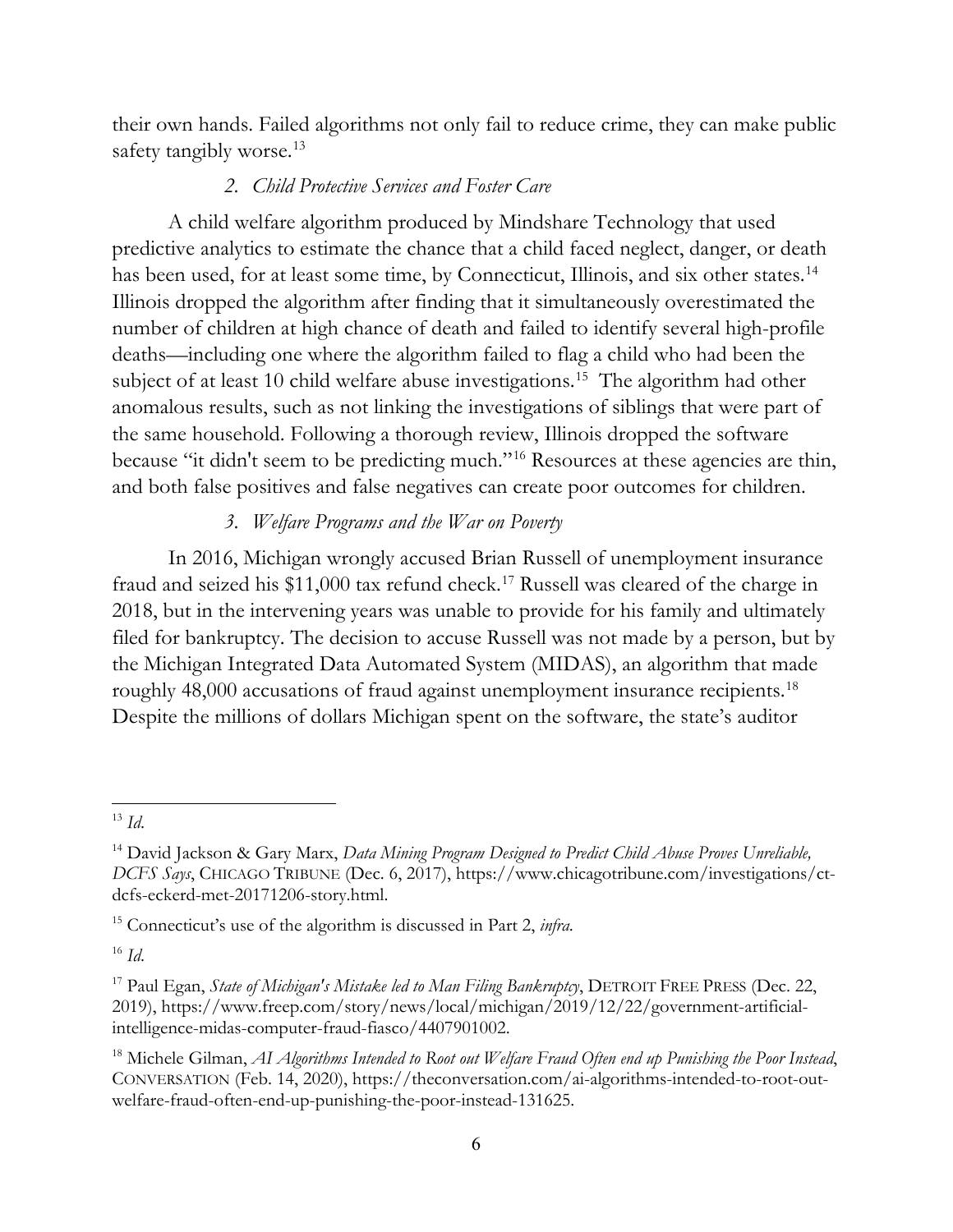their own hands. Failed algorithms not only fail to reduce crime, they can make public safety tangibly worse.[13]

#### *2. Child Protective Services and Foster Care*

A child welfare algorithm produced by Mindshare Technology that used predictive analytics to estimate the chance that a child faced neglect, danger, or death has been used, for at least some time, by Connecticut, Illinois, and six other states.[14] Illinois dropped the algorithm after finding that it simultaneously overestimated the number of children at high chance of death and failed to identify several high-profile deaths—including one where the algorithm failed to flag a child who had been the subject of at least 10 child welfare abuse investigations.[15] The algorithm had other anomalous results, such as not linking the investigations of siblings that were part of the same household. Following a thorough review, Illinois dropped the software because "it didn't seem to be predicting much."[16] Resources at these agencies are thin, and both false positives and false negatives can create poor outcomes for children.

#### *3. Welfare Programs and the War on Poverty*

In 2016, Michigan wrongly accused Brian Russell of unemployment insurance fraud and seized his $11,000 tax refund check.[17] Russell was cleared of the charge in 2018, but in the intervening years was unable to provide for his family and ultimately filed for bankruptcy. The decision to accuse Russell was not made by a person, but by the Michigan Integrated Data Automated System (MIDAS), an algorithm that made roughly 48,000 accusations of fraud against unemployment insurance recipients.[18] Despite the millions of dollars Michigan spent on the software, the state's auditor

---

[13] *Id.*

[14] David Jackson & Gary Marx, *Data Mining Program Designed to Predict Child Abuse Proves Unreliable, DCFS Says*, CHICAGO TRIBUNE (Dec. 6, 2017), https://www.chicagotribune.com/investigations/ct-dcfs-eckerd-met-20171206-story.html.

[15] Connecticut's use of the algorithm is discussed in Part 2, *infra.*

[16] *Id.*

[17] Paul Egan, *State of Michigan's Mistake led to Man Filing Bankruptcy*, DETROIT FREE PRESS (Dec. 22, 2019), https://www.freep.com/story/news/local/michigan/2019/12/22/government-artificial-intelligence-midas-computer-fraud-fiasco/4407901002.

[18] Michele Gilman, *AI Algorithms Intended to Root out Welfare Fraud Often end up Punishing the Poor Instead*, CONVERSATION (Feb. 14, 2020), https://theconversation.com/ai-algorithms-intended-to-root-out-welfare-fraud-often-end-up-punishing-the-poor-instead-131625.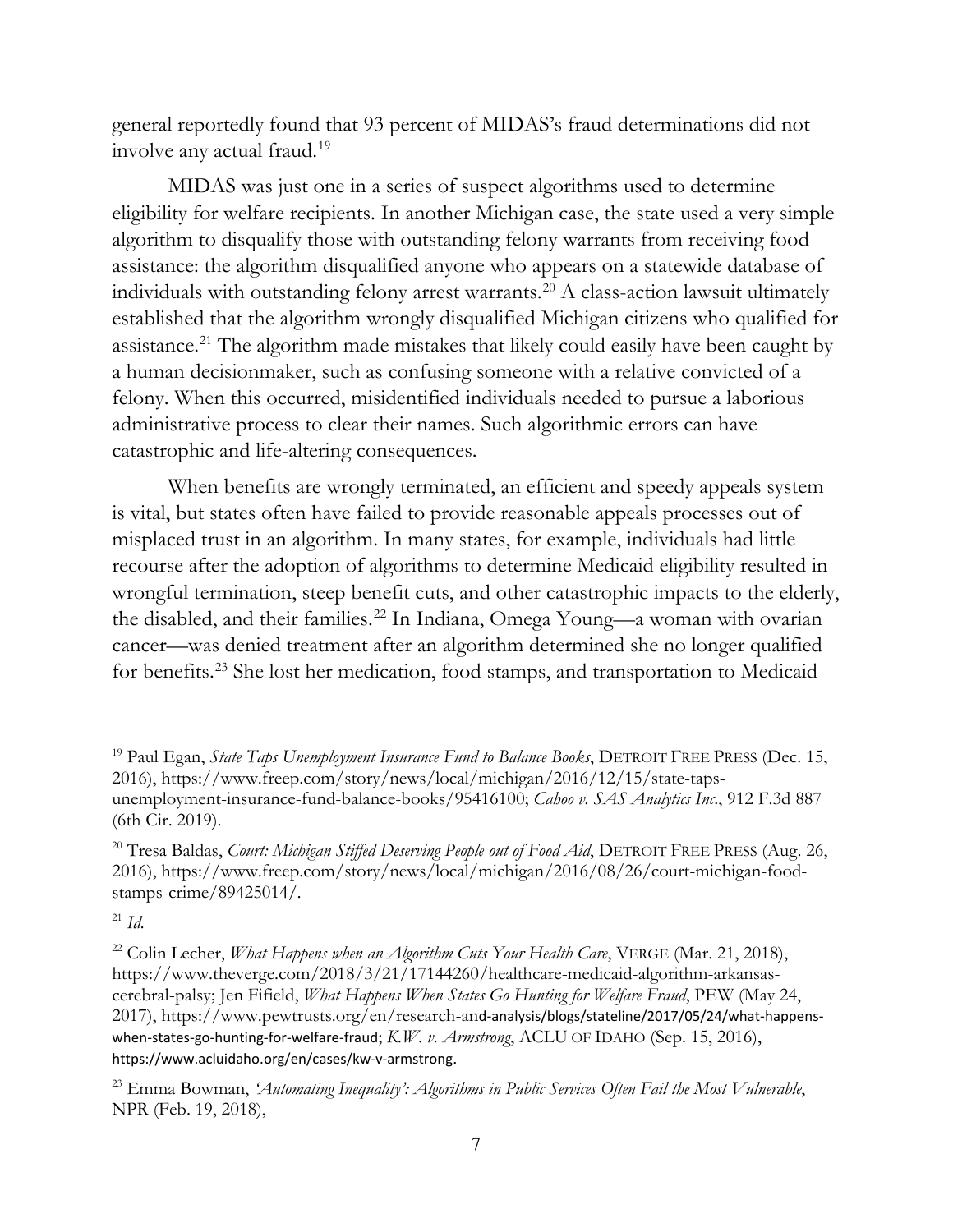general reportedly found that 93 percent of MIDAS's fraud determinations did not involve any actual fraud.[19]

MIDAS was just one in a series of suspect algorithms used to determine eligibility for welfare recipients. In another Michigan case, the state used a very simple algorithm to disqualify those with outstanding felony warrants from receiving food assistance: the algorithm disqualified anyone who appears on a statewide database of individuals with outstanding felony arrest warrants.[20] A class-action lawsuit ultimately established that the algorithm wrongly disqualified Michigan citizens who qualified for assistance.[21] The algorithm made mistakes that likely could easily have been caught by a human decisionmaker, such as confusing someone with a relative convicted of a felony. When this occurred, misidentified individuals needed to pursue a laborious administrative process to clear their names. Such algorithmic errors can have catastrophic and life-altering consequences.

When benefits are wrongly terminated, an efficient and speedy appeals system is vital, but states often have failed to provide reasonable appeals processes out of misplaced trust in an algorithm. In many states, for example, individuals had little recourse after the adoption of algorithms to determine Medicaid eligibility resulted in wrongful termination, steep benefit cuts, and other catastrophic impacts to the elderly, the disabled, and their families.[22] In Indiana, Omega Young—a woman with ovarian cancer—was denied treatment after an algorithm determined she no longer qualified for benefits.[23] She lost her medication, food stamps, and transportation to Medicaid

---

[19] Paul Egan, *State Taps Unemployment Insurance Fund to Balance Books*, DETROIT FREE PRESS (Dec. 15, 2016), https://www.freep.com/story/news/local/michigan/2016/12/15/state-taps-unemployment-insurance-fund-balance-books/95416100; *Cahoo v. SAS Analytics Inc.*, 912 F.3d 887 (6th Cir. 2019).

[20] Tresa Baldas, *Court: Michigan Stiffed Deserving People out of Food Aid*, DETROIT FREE PRESS (Aug. 26, 2016), https://www.freep.com/story/news/local/michigan/2016/08/26/court-michigan-food-stamps-crime/89425014/.

[21] *Id.*

[22] Colin Lecher, *What Happens when an Algorithm Cuts Your Health Care*, VERGE (Mar. 21, 2018), https://www.theverge.com/2018/3/21/17144260/healthcare-medicaid-algorithm-arkansas-cerebral-palsy; Jen Fifield, *What Happens When States Go Hunting for Welfare Fraud*, PEW (May 24, 2017), https://www.pewtrusts.org/en/research-and-analysis/blogs/stateline/2017/05/24/what-happens-when-states-go-hunting-for-welfare-fraud; *K.W. v. Armstrong*, ACLU OF IDAHO (Sep. 15, 2016), https://www.acluidaho.org/en/cases/kw-v-armstrong.

[23] Emma Bowman, *'Automating Inequality': Algorithms in Public Services Often Fail the Most Vulnerable*, NPR (Feb. 19, 2018),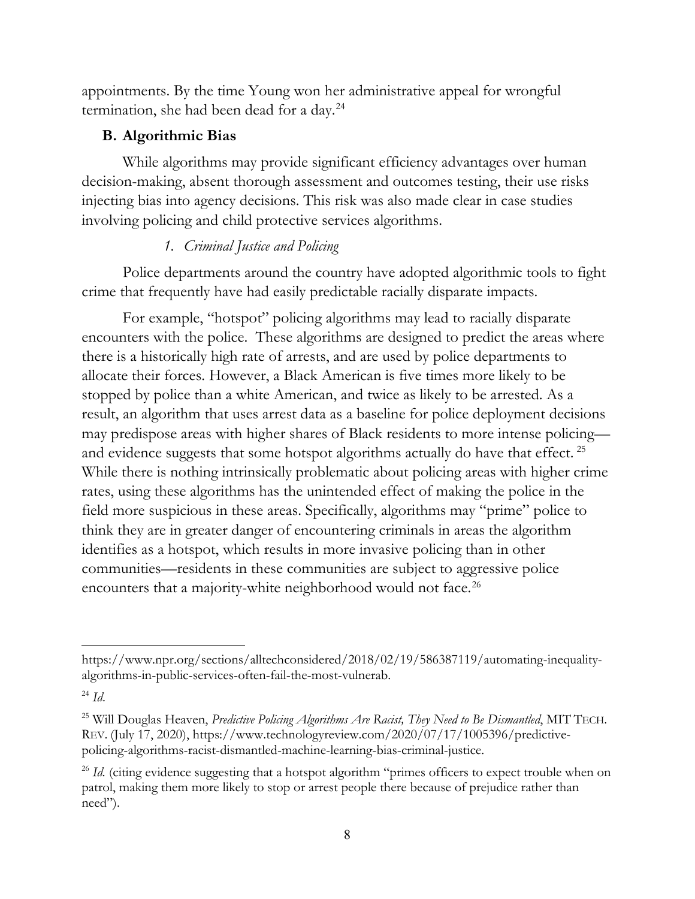appointments. By the time Young won her administrative appeal for wrongful termination, she had been dead for a day.[24]

## B. Algorithmic Bias

While algorithms may provide significant efficiency advantages over human decision-making, absent thorough assessment and outcomes testing, their use risks injecting bias into agency decisions. This risk was also made clear in case studies involving policing and child protective services algorithms.

### *1. Criminal Justice and Policing*

Police departments around the country have adopted algorithmic tools to fight crime that frequently have had easily predictable racially disparate impacts.

For example, "hotspot" policing algorithms may lead to racially disparate encounters with the police. These algorithms are designed to predict the areas where there is a historically high rate of arrests, and are used by police departments to allocate their forces. However, a Black American is five times more likely to be stopped by police than a white American, and twice as likely to be arrested. As a result, an algorithm that uses arrest data as a baseline for police deployment decisions may predispose areas with higher shares of Black residents to more intense policing—and evidence suggests that some hotspot algorithms actually do have that effect.[25] While there is nothing intrinsically problematic about policing areas with higher crime rates, using these algorithms has the unintended effect of making the police in the field more suspicious in these areas. Specifically, algorithms may "prime" police to think they are in greater danger of encountering criminals in areas the algorithm identifies as a hotspot, which results in more invasive policing than in other communities—residents in these communities are subject to aggressive police encounters that a majority-white neighborhood would not face.[26]

---

https://www.npr.org/sections/alltechconsidered/2018/02/19/586387119/automating-inequality-algorithms-in-public-services-often-fail-the-most-vulnerab.

[24] *Id.*

[25] Will Douglas Heaven, *Predictive Policing Algorithms Are Racist, They Need to Be Dismantled*, MIT TECH. REV. (July 17, 2020), https://www.technologyreview.com/2020/07/17/1005396/predictive-policing-algorithms-racist-dismantled-machine-learning-bias-criminal-justice.

[26] *Id.* (citing evidence suggesting that a hotspot algorithm "primes officers to expect trouble when on patrol, making them more likely to stop or arrest people there because of prejudice rather than need").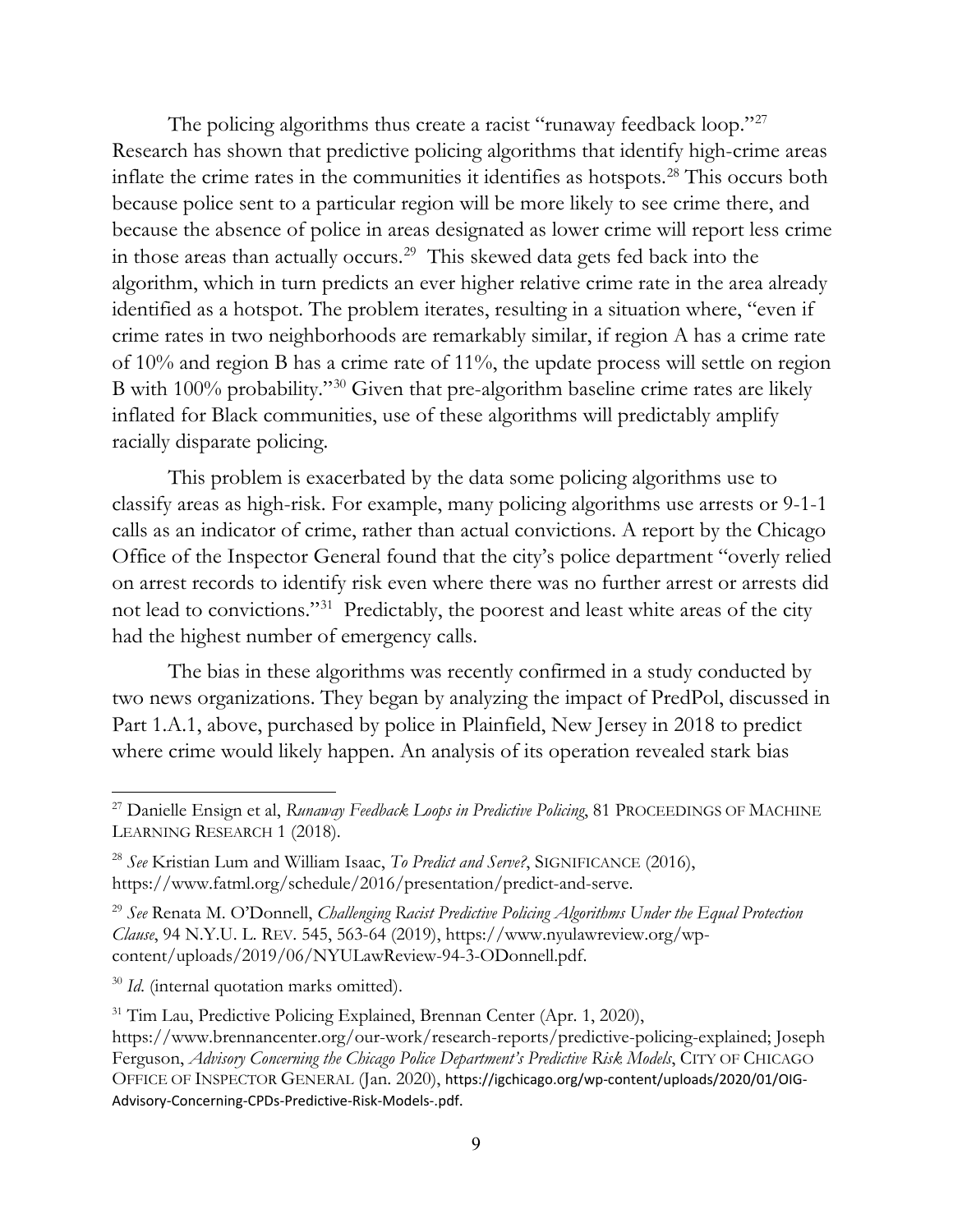The policing algorithms thus create a racist "runaway feedback loop."[27] Research has shown that predictive policing algorithms that identify high-crime areas inflate the crime rates in the communities it identifies as hotspots.[28] This occurs both because police sent to a particular region will be more likely to see crime there, and because the absence of police in areas designated as lower crime will report less crime in those areas than actually occurs.[29] This skewed data gets fed back into the algorithm, which in turn predicts an ever higher relative crime rate in the area already identified as a hotspot. The problem iterates, resulting in a situation where, "even if crime rates in two neighborhoods are remarkably similar, if region A has a crime rate of 10% and region B has a crime rate of 11%, the update process will settle on region B with 100% probability."[30] Given that pre-algorithm baseline crime rates are likely inflated for Black communities, use of these algorithms will predictably amplify racially disparate policing.

This problem is exacerbated by the data some policing algorithms use to classify areas as high-risk. For example, many policing algorithms use arrests or 9-1-1 calls as an indicator of crime, rather than actual convictions. A report by the Chicago Office of the Inspector General found that the city's police department "overly relied on arrest records to identify risk even where there was no further arrest or arrests did not lead to convictions."[31] Predictably, the poorest and least white areas of the city had the highest number of emergency calls.

The bias in these algorithms was recently confirmed in a study conducted by two news organizations. They began by analyzing the impact of PredPol, discussed in Part 1.A.1, above, purchased by police in Plainfield, New Jersey in 2018 to predict where crime would likely happen. An analysis of its operation revealed stark bias

---

[27] Danielle Ensign et al, *Runaway Feedback Loops in Predictive Policing*, 81 PROCEEDINGS OF MACHINE LEARNING RESEARCH 1 (2018).

[28] *See* Kristian Lum and William Isaac, *To Predict and Serve?*, SIGNIFICANCE (2016), https://www.fatml.org/schedule/2016/presentation/predict-and-serve.

[29] *See* Renata M. O'Donnell, *Challenging Racist Predictive Policing Algorithms Under the Equal Protection Clause*, 94 N.Y.U. L. REV. 545, 563-64 (2019), https://www.nyulawreview.org/wp-content/uploads/2019/06/NYULawReview-94-3-ODonnell.pdf.

[30] *Id.* (internal quotation marks omitted).

[31] Tim Lau, Predictive Policing Explained, Brennan Center (Apr. 1, 2020), https://www.brennancenter.org/our-work/research-reports/predictive-policing-explained; Joseph Ferguson, *Advisory Concerning the Chicago Police Department's Predictive Risk Models*, CITY OF CHICAGO OFFICE OF INSPECTOR GENERAL (Jan. 2020), https://igchicago.org/wp-content/uploads/2020/01/OIG-Advisory-Concerning-CPDs-Predictive-Risk-Models-.pdf.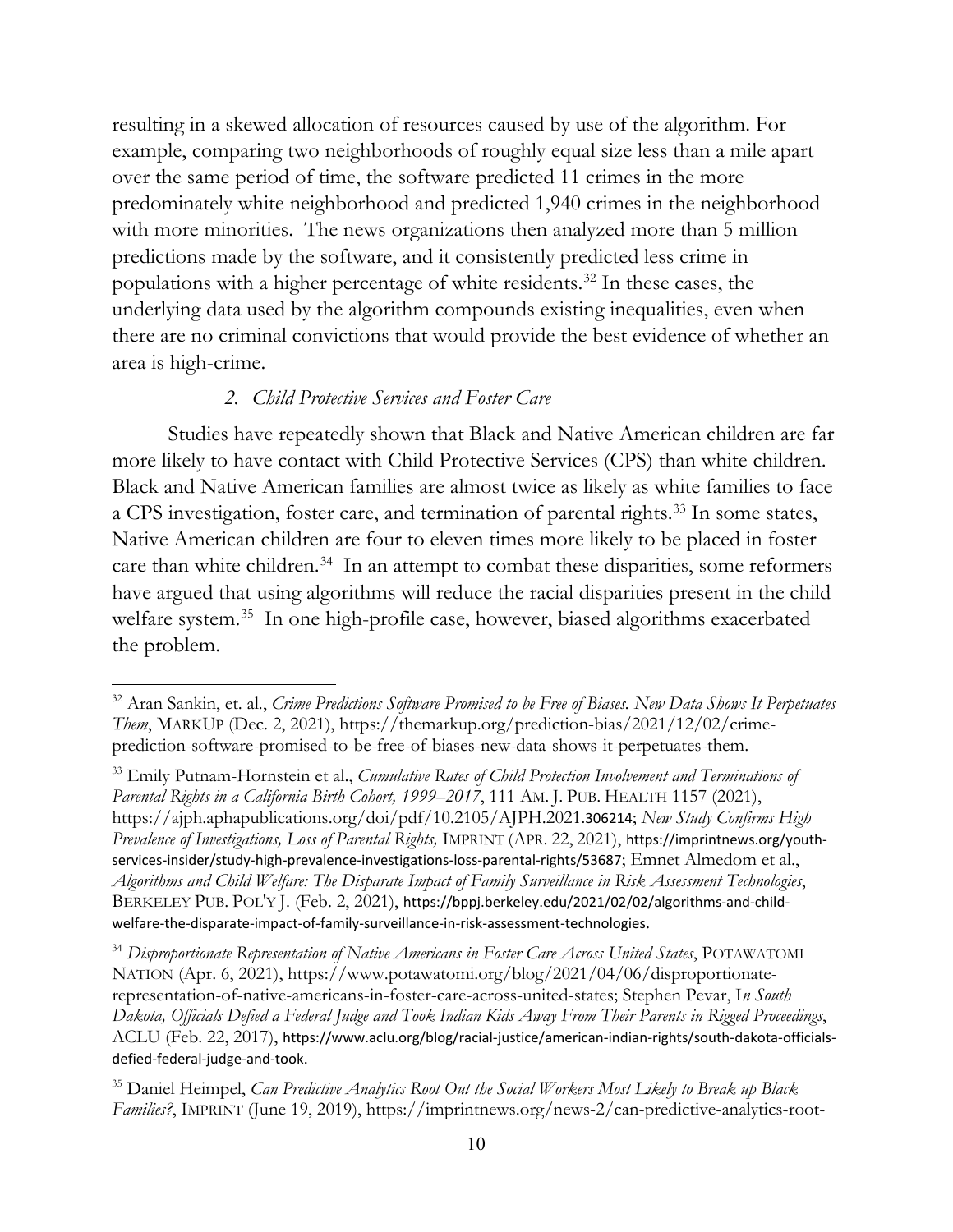resulting in a skewed allocation of resources caused by use of the algorithm. For example, comparing two neighborhoods of roughly equal size less than a mile apart over the same period of time, the software predicted 11 crimes in the more predominately white neighborhood and predicted 1,940 crimes in the neighborhood with more minorities. The news organizations then analyzed more than 5 million predictions made by the software, and it consistently predicted less crime in populations with a higher percentage of white residents.[32] In these cases, the underlying data used by the algorithm compounds existing inequalities, even when there are no criminal convictions that would provide the best evidence of whether an area is high-crime.

### *2. Child Protective Services and Foster Care*

Studies have repeatedly shown that Black and Native American children are far more likely to have contact with Child Protective Services (CPS) than white children. Black and Native American families are almost twice as likely as white families to face a CPS investigation, foster care, and termination of parental rights.[33] In some states, Native American children are four to eleven times more likely to be placed in foster care than white children.[34] In an attempt to combat these disparities, some reformers have argued that using algorithms will reduce the racial disparities present in the child welfare system.[35] In one high-profile case, however, biased algorithms exacerbated the problem.

---

[32] Aran Sankin, et. al., *Crime Predictions Software Promised to be Free of Biases. New Data Shows It Perpetuates Them*, MARKUP (Dec. 2, 2021), https://themarkup.org/prediction-bias/2021/12/02/crime-prediction-software-promised-to-be-free-of-biases-new-data-shows-it-perpetuates-them.

[33] Emily Putnam-Hornstein et al., *Cumulative Rates of Child Protection Involvement and Terminations of Parental Rights in a California Birth Cohort, 1999–2017*, 111 AM. J. PUB. HEALTH 1157 (2021), https://ajph.aphapublications.org/doi/pdf/10.2105/AJPH.2021.306214; *New Study Confirms High Prevalence of Investigations, Loss of Parental Rights,* IMPRINT (APR. 22, 2021), https://imprintnews.org/youth-services-insider/study-high-prevalence-investigations-loss-parental-rights/53687; Emnet Almedom et al., *Algorithms and Child Welfare: The Disparate Impact of Family Surveillance in Risk Assessment Technologies*, BERKELEY PUB. POL'Y J. (Feb. 2, 2021), https://bppj.berkeley.edu/2021/02/02/algorithms-and-child-welfare-the-disparate-impact-of-family-surveillance-in-risk-assessment-technologies.

[34] *Disproportionate Representation of Native Americans in Foster Care Across United States*, POTAWATOMI NATION (Apr. 6, 2021), https://www.potawatomi.org/blog/2021/04/06/disproportionate-representation-of-native-americans-in-foster-care-across-united-states; Stephen Pevar, I*n South Dakota, Officials Defied a Federal Judge and Took Indian Kids Away From Their Parents in Rigged Proceedings*, ACLU (Feb. 22, 2017), https://www.aclu.org/blog/racial-justice/american-indian-rights/south-dakota-officials-defied-federal-judge-and-took.

[35] Daniel Heimpel, *Can Predictive Analytics Root Out the Social Workers Most Likely to Break up Black Families?*, IMPRINT (June 19, 2019), https://imprintnews.org/news-2/can-predictive-analytics-root-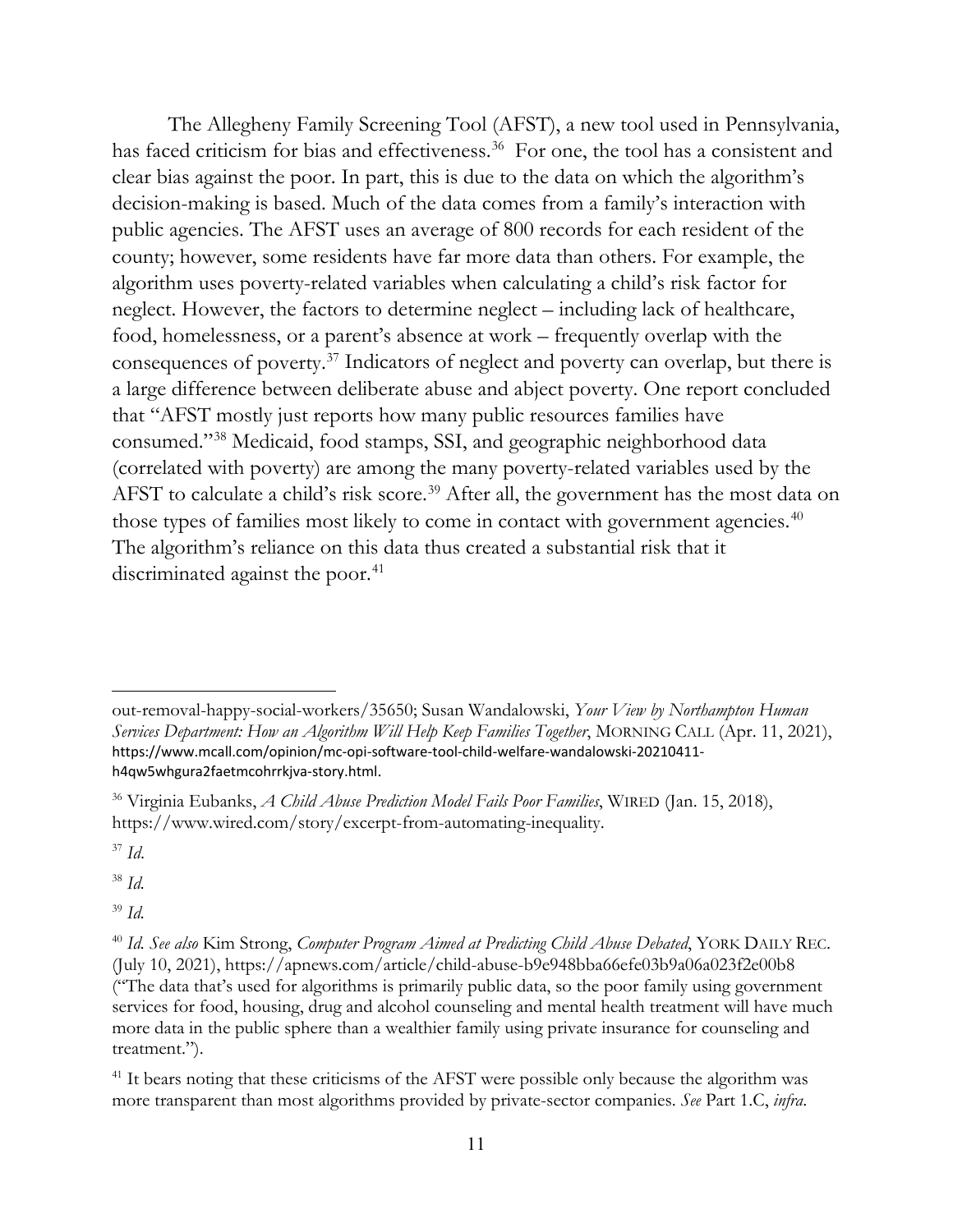The Allegheny Family Screening Tool (AFST), a new tool used in Pennsylvania, has faced criticism for bias and effectiveness.[36] For one, the tool has a consistent and clear bias against the poor. In part, this is due to the data on which the algorithm's decision-making is based. Much of the data comes from a family's interaction with public agencies. The AFST uses an average of 800 records for each resident of the county; however, some residents have far more data than others. For example, the algorithm uses poverty-related variables when calculating a child's risk factor for neglect. However, the factors to determine neglect – including lack of healthcare, food, homelessness, or a parent's absence at work – frequently overlap with the consequences of poverty.[37] Indicators of neglect and poverty can overlap, but there is a large difference between deliberate abuse and abject poverty. One report concluded that "AFST mostly just reports how many public resources families have consumed."[38] Medicaid, food stamps, SSI, and geographic neighborhood data (correlated with poverty) are among the many poverty-related variables used by the AFST to calculate a child's risk score.[39] After all, the government has the most data on those types of families most likely to come in contact with government agencies.[40] The algorithm's reliance on this data thus created a substantial risk that it discriminated against the poor.[41]

---

out-removal-happy-social-workers/35650; Susan Wandalowski, *Your View by Northampton Human Services Department: How an Algorithm Will Help Keep Families Together*, MORNING CALL (Apr. 11, 2021), https://www.mcall.com/opinion/mc-opi-software-tool-child-welfare-wandalowski-20210411-h4qw5whgura2faetmcohrrkjva-story.html.

[36] Virginia Eubanks, *A Child Abuse Prediction Model Fails Poor Families*, WIRED (Jan. 15, 2018), https://www.wired.com/story/excerpt-from-automating-inequality.

[37] *Id.*

[38] *Id.*

[39] *Id.*

[40] *Id. See also* Kim Strong, *Computer Program Aimed at Predicting Child Abuse Debated*, YORK DAILY REC. (July 10, 2021), https://apnews.com/article/child-abuse-b9e948bba66efe03b9a06a023f2e00b8 ("The data that's used for algorithms is primarily public data, so the poor family using government services for food, housing, drug and alcohol counseling and mental health treatment will have much more data in the public sphere than a wealthier family using private insurance for counseling and treatment.").

[41] It bears noting that these criticisms of the AFST were possible only because the algorithm was more transparent than most algorithms provided by private-sector companies. *See* Part 1.C, *infra*.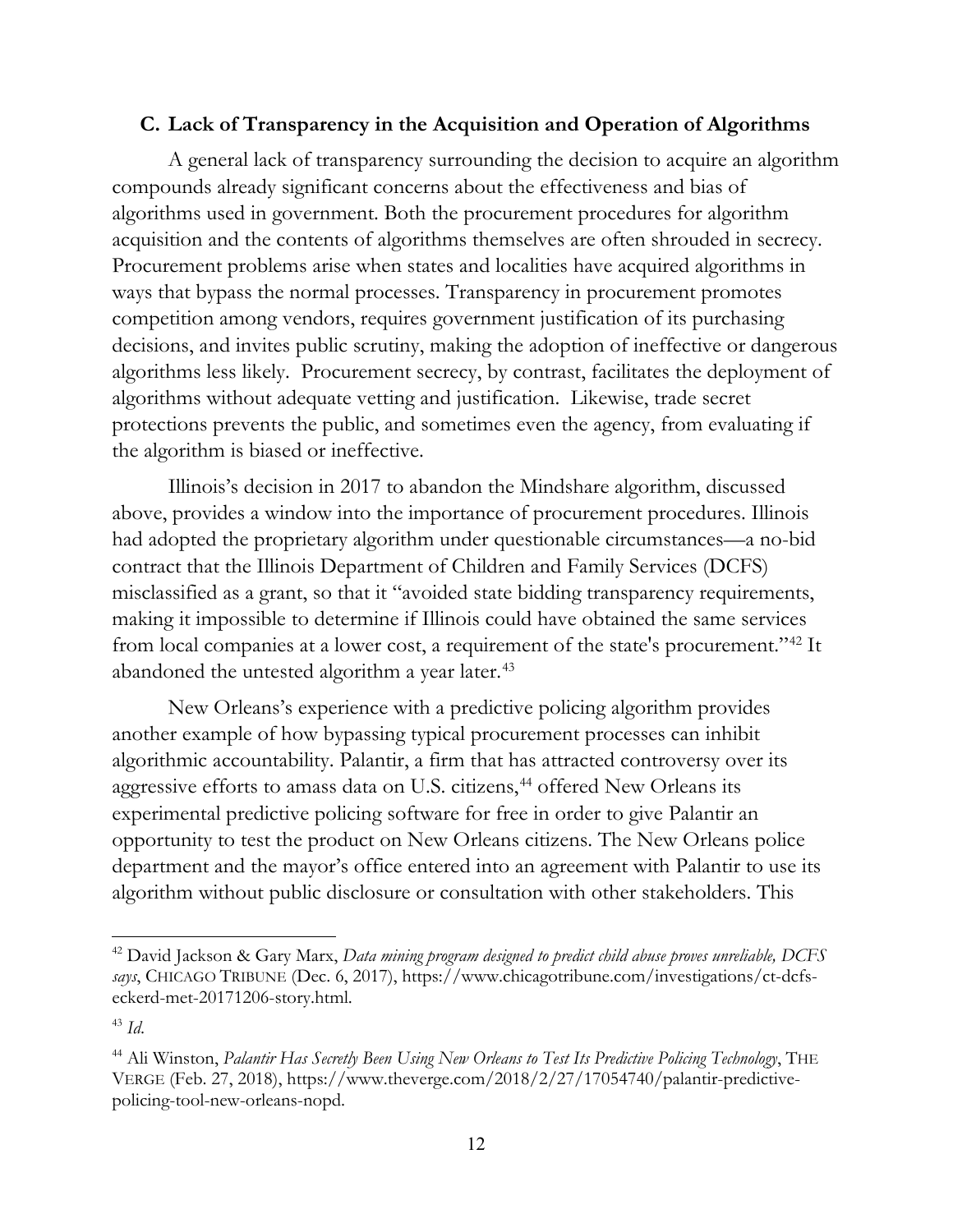### C. Lack of Transparency in the Acquisition and Operation of Algorithms

A general lack of transparency surrounding the decision to acquire an algorithm compounds already significant concerns about the effectiveness and bias of algorithms used in government. Both the procurement procedures for algorithm acquisition and the contents of algorithms themselves are often shrouded in secrecy. Procurement problems arise when states and localities have acquired algorithms in ways that bypass the normal processes. Transparency in procurement promotes competition among vendors, requires government justification of its purchasing decisions, and invites public scrutiny, making the adoption of ineffective or dangerous algorithms less likely. Procurement secrecy, by contrast, facilitates the deployment of algorithms without adequate vetting and justification. Likewise, trade secret protections prevents the public, and sometimes even the agency, from evaluating if the algorithm is biased or ineffective.

Illinois's decision in 2017 to abandon the Mindshare algorithm, discussed above, provides a window into the importance of procurement procedures. Illinois had adopted the proprietary algorithm under questionable circumstances—a no-bid contract that the Illinois Department of Children and Family Services (DCFS) misclassified as a grant, so that it "avoided state bidding transparency requirements, making it impossible to determine if Illinois could have obtained the same services from local companies at a lower cost, a requirement of the state's procurement."[42] It abandoned the untested algorithm a year later.[43]

New Orleans's experience with a predictive policing algorithm provides another example of how bypassing typical procurement processes can inhibit algorithmic accountability. Palantir, a firm that has attracted controversy over its aggressive efforts to amass data on U.S. citizens,[44] offered New Orleans its experimental predictive policing software for free in order to give Palantir an opportunity to test the product on New Orleans citizens. The New Orleans police department and the mayor's office entered into an agreement with Palantir to use its algorithm without public disclosure or consultation with other stakeholders. This

---

[42] David Jackson & Gary Marx, *Data mining program designed to predict child abuse proves unreliable, DCFS says*, CHICAGO TRIBUNE (Dec. 6, 2017), https://www.chicagotribune.com/investigations/ct-dcfs-eckerd-met-20171206-story.html.

[43] *Id.*

[44] Ali Winston, *Palantir Has Secretly Been Using New Orleans to Test Its Predictive Policing Technology*, THE VERGE (Feb. 27, 2018), https://www.theverge.com/2018/2/27/17054740/palantir-predictive-policing-tool-new-orleans-nopd.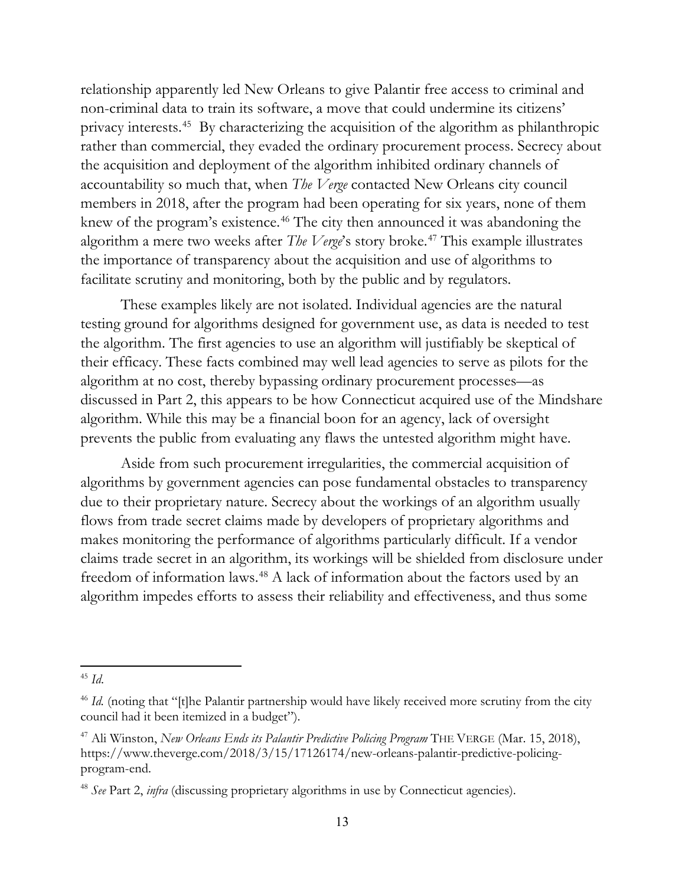relationship apparently led New Orleans to give Palantir free access to criminal and non-criminal data to train its software, a move that could undermine its citizens' privacy interests.[45] By characterizing the acquisition of the algorithm as philanthropic rather than commercial, they evaded the ordinary procurement process. Secrecy about the acquisition and deployment of the algorithm inhibited ordinary channels of accountability so much that, when *The Verge* contacted New Orleans city council members in 2018, after the program had been operating for six years, none of them knew of the program's existence.[46] The city then announced it was abandoning the algorithm a mere two weeks after *The Verge*'s story broke.[47] This example illustrates the importance of transparency about the acquisition and use of algorithms to facilitate scrutiny and monitoring, both by the public and by regulators.

These examples likely are not isolated. Individual agencies are the natural testing ground for algorithms designed for government use, as data is needed to test the algorithm. The first agencies to use an algorithm will justifiably be skeptical of their efficacy. These facts combined may well lead agencies to serve as pilots for the algorithm at no cost, thereby bypassing ordinary procurement processes—as discussed in Part 2, this appears to be how Connecticut acquired use of the Mindshare algorithm. While this may be a financial boon for an agency, lack of oversight prevents the public from evaluating any flaws the untested algorithm might have.

Aside from such procurement irregularities, the commercial acquisition of algorithms by government agencies can pose fundamental obstacles to transparency due to their proprietary nature. Secrecy about the workings of an algorithm usually flows from trade secret claims made by developers of proprietary algorithms and makes monitoring the performance of algorithms particularly difficult. If a vendor claims trade secret in an algorithm, its workings will be shielded from disclosure under freedom of information laws.[48] A lack of information about the factors used by an algorithm impedes efforts to assess their reliability and effectiveness, and thus some

---

[45] *Id.*

[46] *Id.* (noting that "[t]he Palantir partnership would have likely received more scrutiny from the city council had it been itemized in a budget").

[47] Ali Winston, *New Orleans Ends its Palantir Predictive Policing Program* THE VERGE (Mar. 15, 2018), https://www.theverge.com/2018/3/15/17126174/new-orleans-palantir-predictive-policing-program-end.

[48] *See* Part 2, *infra* (discussing proprietary algorithms in use by Connecticut agencies).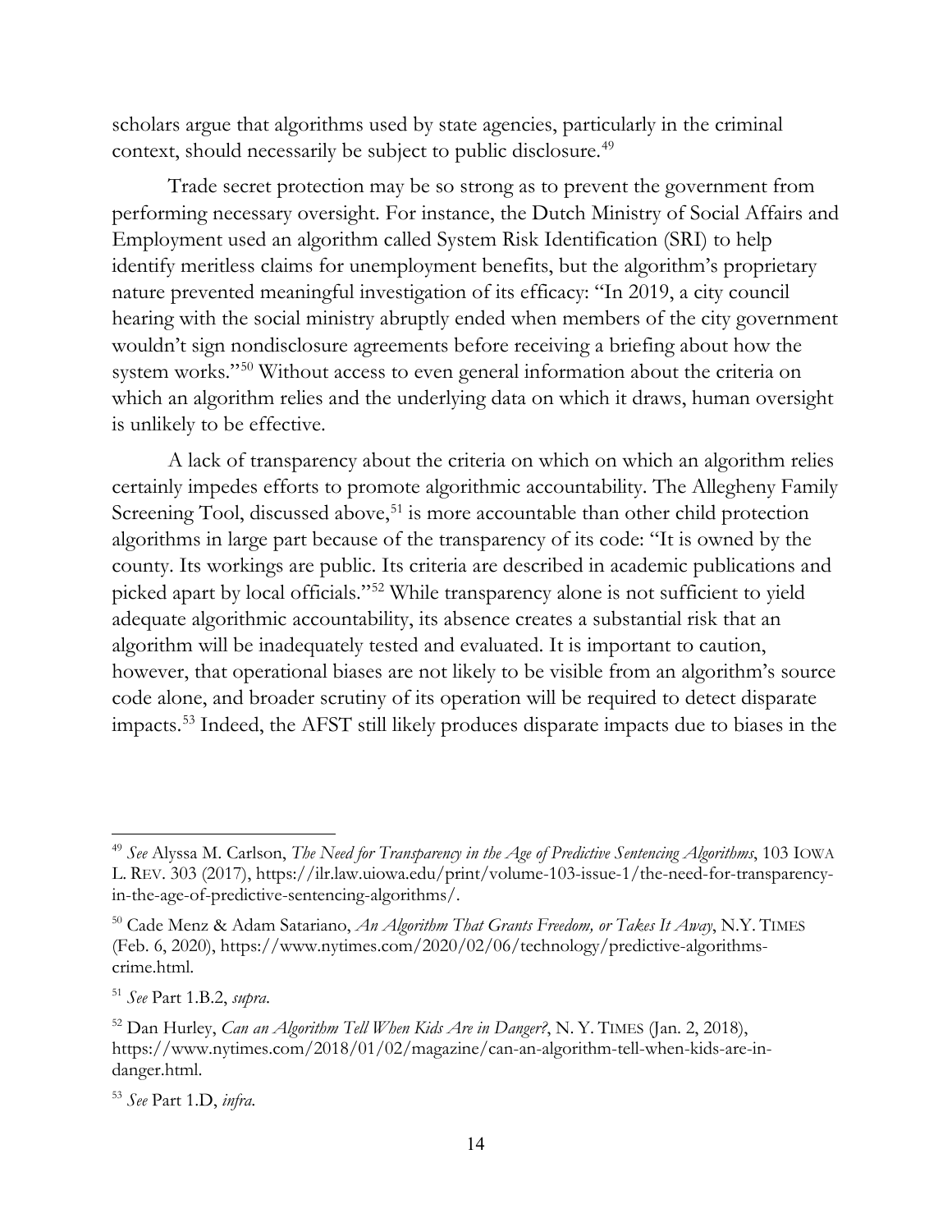scholars argue that algorithms used by state agencies, particularly in the criminal context, should necessarily be subject to public disclosure.[49]

Trade secret protection may be so strong as to prevent the government from performing necessary oversight. For instance, the Dutch Ministry of Social Affairs and Employment used an algorithm called System Risk Identification (SRI) to help identify meritless claims for unemployment benefits, but the algorithm's proprietary nature prevented meaningful investigation of its efficacy: "In 2019, a city council hearing with the social ministry abruptly ended when members of the city government wouldn't sign nondisclosure agreements before receiving a briefing about how the system works."[50] Without access to even general information about the criteria on which an algorithm relies and the underlying data on which it draws, human oversight is unlikely to be effective.

A lack of transparency about the criteria on which on which an algorithm relies certainly impedes efforts to promote algorithmic accountability. The Allegheny Family Screening Tool, discussed above,[51] is more accountable than other child protection algorithms in large part because of the transparency of its code: "It is owned by the county. Its workings are public. Its criteria are described in academic publications and picked apart by local officials."[52] While transparency alone is not sufficient to yield adequate algorithmic accountability, its absence creates a substantial risk that an algorithm will be inadequately tested and evaluated. It is important to caution, however, that operational biases are not likely to be visible from an algorithm's source code alone, and broader scrutiny of its operation will be required to detect disparate impacts.[53] Indeed, the AFST still likely produces disparate impacts due to biases in the

---

[49] *See* Alyssa M. Carlson, *The Need for Transparency in the Age of Predictive Sentencing Algorithms*, 103 IOWA L. REV. 303 (2017), https://ilr.law.uiowa.edu/print/volume-103-issue-1/the-need-for-transparency-in-the-age-of-predictive-sentencing-algorithms/.

[50] Cade Menz & Adam Satariano, *An Algorithm That Grants Freedom, or Takes It Away*, N.Y. TIMES (Feb. 6, 2020), https://www.nytimes.com/2020/02/06/technology/predictive-algorithms-crime.html.

[51] *See* Part 1.B.2, *supra*.

[52] Dan Hurley, *Can an Algorithm Tell When Kids Are in Danger?*, N. Y. TIMES (Jan. 2, 2018), https://www.nytimes.com/2018/01/02/magazine/can-an-algorithm-tell-when-kids-are-in-danger.html.

[53] *See* Part 1.D, *infra*.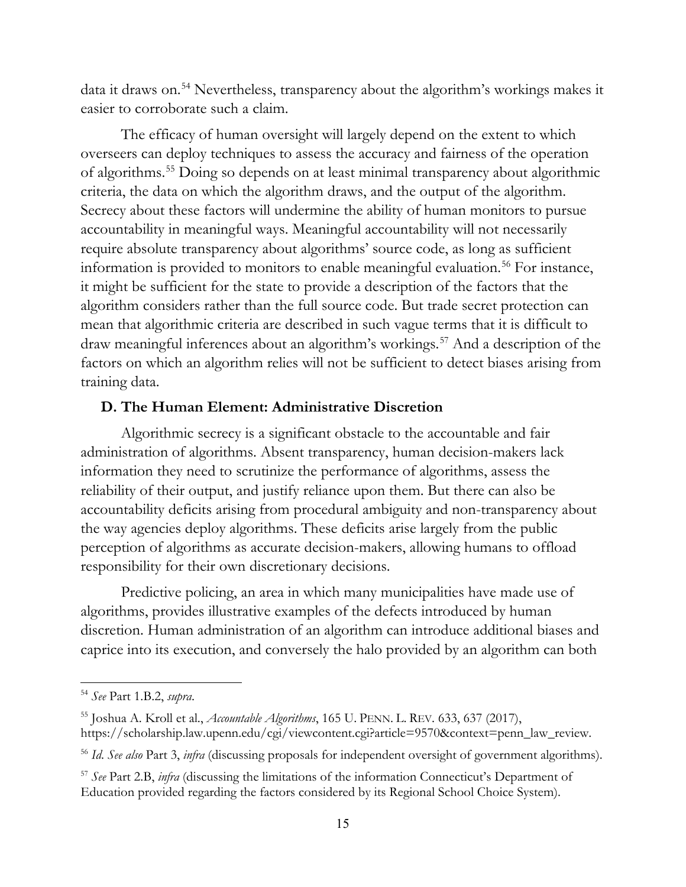data it draws on.[54] Nevertheless, transparency about the algorithm's workings makes it easier to corroborate such a claim.

The efficacy of human oversight will largely depend on the extent to which overseers can deploy techniques to assess the accuracy and fairness of the operation of algorithms.[55] Doing so depends on at least minimal transparency about algorithmic criteria, the data on which the algorithm draws, and the output of the algorithm. Secrecy about these factors will undermine the ability of human monitors to pursue accountability in meaningful ways. Meaningful accountability will not necessarily require absolute transparency about algorithms' source code, as long as sufficient information is provided to monitors to enable meaningful evaluation.[56] For instance, it might be sufficient for the state to provide a description of the factors that the algorithm considers rather than the full source code. But trade secret protection can mean that algorithmic criteria are described in such vague terms that it is difficult to draw meaningful inferences about an algorithm's workings.[57] And a description of the factors on which an algorithm relies will not be sufficient to detect biases arising from training data.

### D. The Human Element: Administrative Discretion

Algorithmic secrecy is a significant obstacle to the accountable and fair administration of algorithms. Absent transparency, human decision-makers lack information they need to scrutinize the performance of algorithms, assess the reliability of their output, and justify reliance upon them. But there can also be accountability deficits arising from procedural ambiguity and non-transparency about the way agencies deploy algorithms. These deficits arise largely from the public perception of algorithms as accurate decision-makers, allowing humans to offload responsibility for their own discretionary decisions.

Predictive policing, an area in which many municipalities have made use of algorithms, provides illustrative examples of the defects introduced by human discretion. Human administration of an algorithm can introduce additional biases and caprice into its execution, and conversely the halo provided by an algorithm can both

---

[54] *See* Part 1.B.2, *supra*.

[55] Joshua A. Kroll et al., *Accountable Algorithms*, 165 U. PENN. L. REV. 633, 637 (2017), https://scholarship.law.upenn.edu/cgi/viewcontent.cgi?article=9570&context=penn_law_review.

[56] *Id. See also* Part 3, *infra* (discussing proposals for independent oversight of government algorithms).

[57] *See* Part 2.B, *infra* (discussing the limitations of the information Connecticut's Department of Education provided regarding the factors considered by its Regional School Choice System).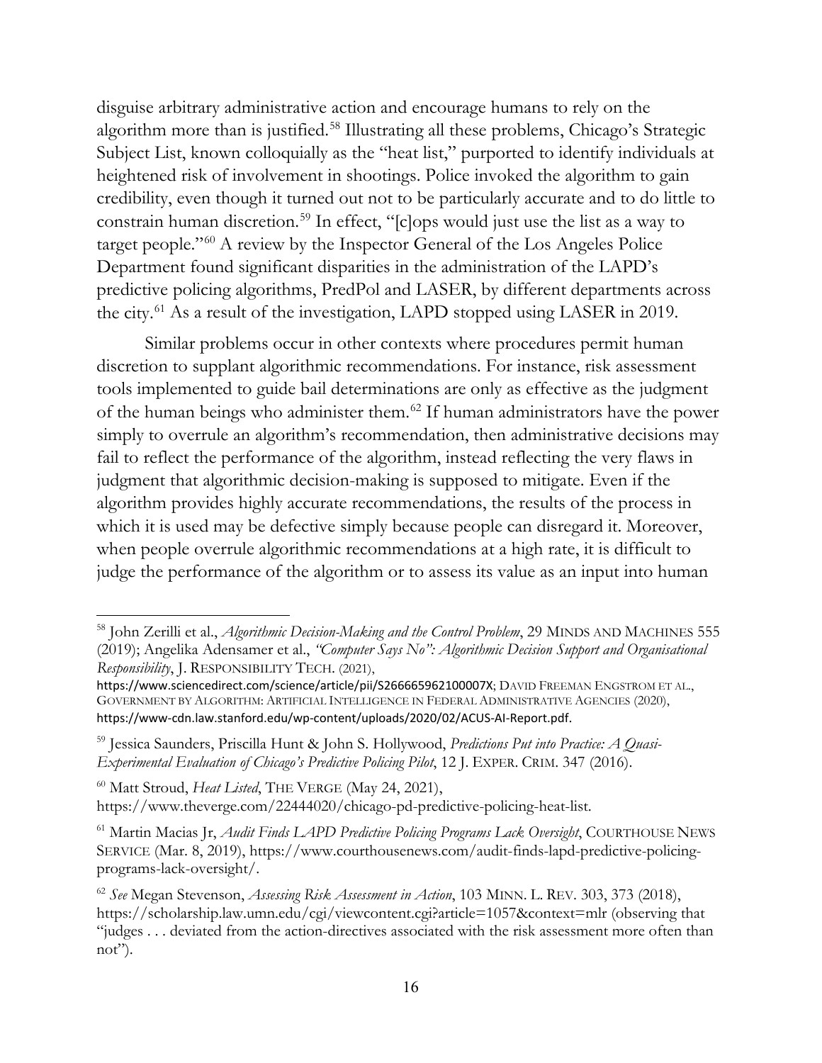disguise arbitrary administrative action and encourage humans to rely on the algorithm more than is justified.[58] Illustrating all these problems, Chicago's Strategic Subject List, known colloquially as the "heat list," purported to identify individuals at heightened risk of involvement in shootings. Police invoked the algorithm to gain credibility, even though it turned out not to be particularly accurate and to do little to constrain human discretion.[59] In effect, "[c]ops would just use the list as a way to target people."[60] A review by the Inspector General of the Los Angeles Police Department found significant disparities in the administration of the LAPD's predictive policing algorithms, PredPol and LASER, by different departments across the city.[61] As a result of the investigation, LAPD stopped using LASER in 2019.

Similar problems occur in other contexts where procedures permit human discretion to supplant algorithmic recommendations. For instance, risk assessment tools implemented to guide bail determinations are only as effective as the judgment of the human beings who administer them.[62] If human administrators have the power simply to overrule an algorithm's recommendation, then administrative decisions may fail to reflect the performance of the algorithm, instead reflecting the very flaws in judgment that algorithmic decision-making is supposed to mitigate. Even if the algorithm provides highly accurate recommendations, the results of the process in which it is used may be defective simply because people can disregard it. Moreover, when people overrule algorithmic recommendations at a high rate, it is difficult to judge the performance of the algorithm or to assess its value as an input into human

---

[58] John Zerilli et al., *Algorithmic Decision-Making and the Control Problem*, 29 MINDS AND MACHINES 555 (2019); Angelika Adensamer et al., *"Computer Says No": Algorithmic Decision Support and Organisational Responsibility*, J. RESPONSIBILITY TECH. (2021), https://www.sciencedirect.com/science/article/pii/S266665962100007X; DAVID FREEMAN ENGSTROM ET AL., GOVERNMENT BY ALGORITHM: ARTIFICIAL INTELLIGENCE IN FEDERAL ADMINISTRATIVE AGENCIES (2020), https://www-cdn.law.stanford.edu/wp-content/uploads/2020/02/ACUS-AI-Report.pdf.

[59] Jessica Saunders, Priscilla Hunt & John S. Hollywood, *Predictions Put into Practice: A Quasi-Experimental Evaluation of Chicago's Predictive Policing Pilot*, 12 J. EXPER. CRIM. 347 (2016).

[60] Matt Stroud, *Heat Listed*, THE VERGE (May 24, 2021), https://www.theverge.com/22444020/chicago-pd-predictive-policing-heat-list.

[61] Martin Macias Jr, *Audit Finds LAPD Predictive Policing Programs Lack Oversight*, COURTHOUSE NEWS SERVICE (Mar. 8, 2019), https://www.courthousenews.com/audit-finds-lapd-predictive-policing-programs-lack-oversight/.

[62] *See* Megan Stevenson, *Assessing Risk Assessment in Action*, 103 MINN. L. REV. 303, 373 (2018), https://scholarship.law.umn.edu/cgi/viewcontent.cgi?article=1057&context=mlr (observing that "judges . . . deviated from the action-directives associated with the risk assessment more often than not").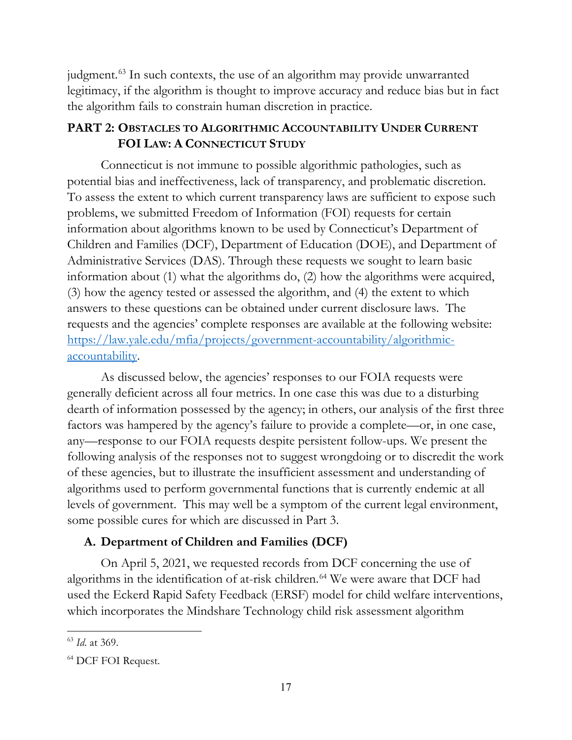judgment.[63] In such contexts, the use of an algorithm may provide unwarranted legitimacy, if the algorithm is thought to improve accuracy and reduce bias but in fact the algorithm fails to constrain human discretion in practice.

## PART 2: OBSTACLES TO ALGORITHMIC ACCOUNTABILITY UNDER CURRENT FOI LAW: A CONNECTICUT STUDY

Connecticut is not immune to possible algorithmic pathologies, such as potential bias and ineffectiveness, lack of transparency, and problematic discretion. To assess the extent to which current transparency laws are sufficient to expose such problems, we submitted Freedom of Information (FOI) requests for certain information about algorithms known to be used by Connecticut's Department of Children and Families (DCF), Department of Education (DOE), and Department of Administrative Services (DAS). Through these requests we sought to learn basic information about (1) what the algorithms do, (2) how the algorithms were acquired, (3) how the agency tested or assessed the algorithm, and (4) the extent to which answers to these questions can be obtained under current disclosure laws. The requests and the agencies' complete responses are available at the following website: [https://law.yale.edu/mfia/projects/government-accountability/algorithmic-accountability](https://law.yale.edu/mfia/projects/government-accountability/algorithmic-accountability).

As discussed below, the agencies' responses to our FOIA requests were generally deficient across all four metrics. In one case this was due to a disturbing dearth of information possessed by the agency; in others, our analysis of the first three factors was hampered by the agency's failure to provide a complete—or, in one case, any—response to our FOIA requests despite persistent follow-ups. We present the following analysis of the responses not to suggest wrongdoing or to discredit the work of these agencies, but to illustrate the insufficient assessment and understanding of algorithms used to perform governmental functions that is currently endemic at all levels of government. This may well be a symptom of the current legal environment, some possible cures for which are discussed in Part 3.

### A. Department of Children and Families (DCF)

On April 5, 2021, we requested records from DCF concerning the use of algorithms in the identification of at-risk children.[64] We were aware that DCF had used the Eckerd Rapid Safety Feedback (ERSF) model for child welfare interventions, which incorporates the Mindshare Technology child risk assessment algorithm

---

[63] *Id.* at 369.

[64] DCF FOI Request.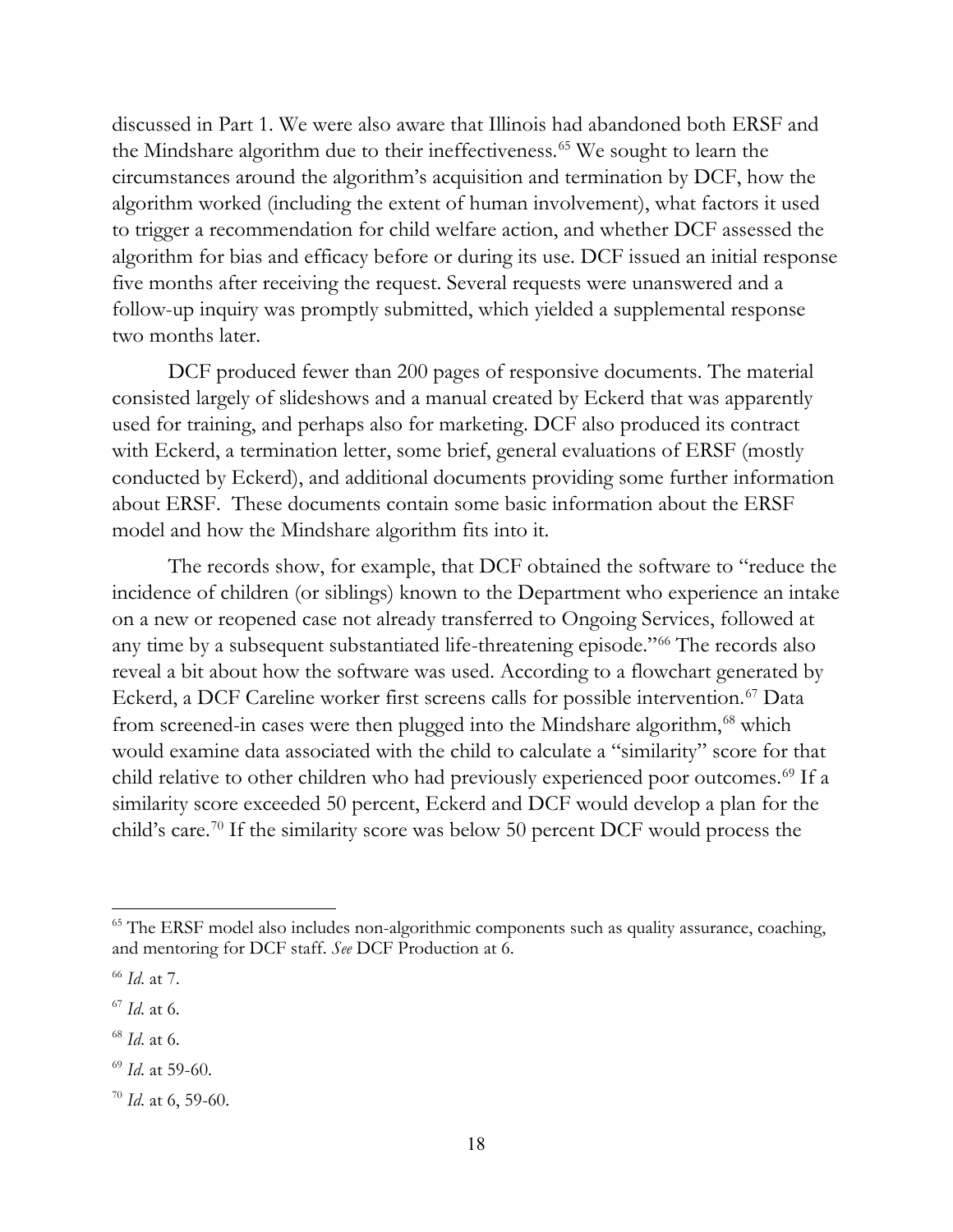discussed in Part 1. We were also aware that Illinois had abandoned both ERSF and the Mindshare algorithm due to their ineffectiveness.[65] We sought to learn the circumstances around the algorithm's acquisition and termination by DCF, how the algorithm worked (including the extent of human involvement), what factors it used to trigger a recommendation for child welfare action, and whether DCF assessed the algorithm for bias and efficacy before or during its use. DCF issued an initial response five months after receiving the request. Several requests were unanswered and a follow-up inquiry was promptly submitted, which yielded a supplemental response two months later.

DCF produced fewer than 200 pages of responsive documents. The material consisted largely of slideshows and a manual created by Eckerd that was apparently used for training, and perhaps also for marketing. DCF also produced its contract with Eckerd, a termination letter, some brief, general evaluations of ERSF (mostly conducted by Eckerd), and additional documents providing some further information about ERSF. These documents contain some basic information about the ERSF model and how the Mindshare algorithm fits into it.

The records show, for example, that DCF obtained the software to "reduce the incidence of children (or siblings) known to the Department who experience an intake on a new or reopened case not already transferred to Ongoing Services, followed at any time by a subsequent substantiated life-threatening episode."[66] The records also reveal a bit about how the software was used. According to a flowchart generated by Eckerd, a DCF Careline worker first screens calls for possible intervention.[67] Data from screened-in cases were then plugged into the Mindshare algorithm,[68] which would examine data associated with the child to calculate a "similarity" score for that child relative to other children who had previously experienced poor outcomes.[69] If a similarity score exceeded 50 percent, Eckerd and DCF would develop a plan for the child's care.[70] If the similarity score was below 50 percent DCF would process the

---

[65] The ERSF model also includes non-algorithmic components such as quality assurance, coaching, and mentoring for DCF staff. *See* DCF Production at 6.

[66] *Id.* at 7.

[67] *Id.* at 6.

[68] *Id.* at 6.

[69] *Id.* at 59-60.

[70] *Id.* at 6, 59-60.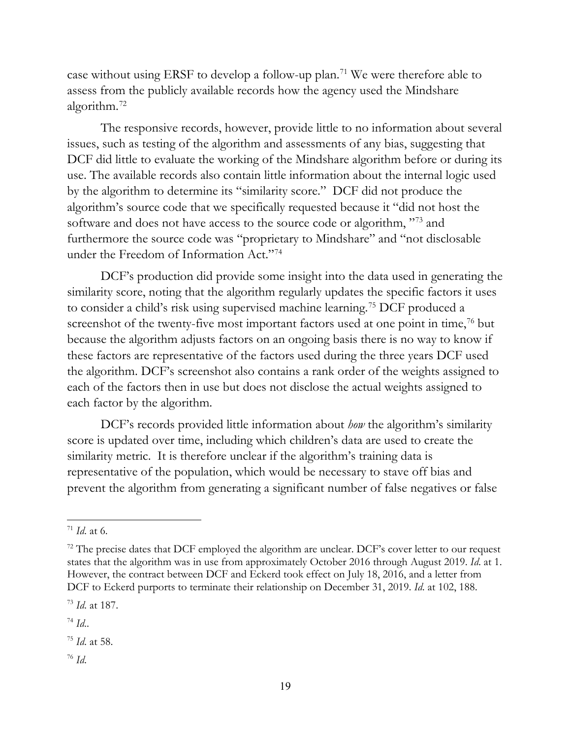case without using ERSF to develop a follow-up plan.[71] We were therefore able to assess from the publicly available records how the agency used the Mindshare algorithm.[72]

The responsive records, however, provide little to no information about several issues, such as testing of the algorithm and assessments of any bias, suggesting that DCF did little to evaluate the working of the Mindshare algorithm before or during its use. The available records also contain little information about the internal logic used by the algorithm to determine its "similarity score." DCF did not produce the algorithm's source code that we specifically requested because it "did not host the software and does not have access to the source code or algorithm, "[73] and furthermore the source code was "proprietary to Mindshare" and "not disclosable under the Freedom of Information Act."[74]

DCF's production did provide some insight into the data used in generating the similarity score, noting that the algorithm regularly updates the specific factors it uses to consider a child's risk using supervised machine learning.[75] DCF produced a screenshot of the twenty-five most important factors used at one point in time,[76] but because the algorithm adjusts factors on an ongoing basis there is no way to know if these factors are representative of the factors used during the three years DCF used the algorithm. DCF's screenshot also contains a rank order of the weights assigned to each of the factors then in use but does not disclose the actual weights assigned to each factor by the algorithm.

DCF's records provided little information about *how* the algorithm's similarity score is updated over time, including which children's data are used to create the similarity metric. It is therefore unclear if the algorithm's training data is representative of the population, which would be necessary to stave off bias and prevent the algorithm from generating a significant number of false negatives or false

---

[71] *Id.* at 6.

[72] The precise dates that DCF employed the algorithm are unclear. DCF's cover letter to our request states that the algorithm was in use from approximately October 2016 through August 2019. *Id.* at 1. However, the contract between DCF and Eckerd took effect on July 18, 2016, and a letter from DCF to Eckerd purports to terminate their relationship on December 31, 2019. *Id.* at 102, 188.

[73] *Id.* at 187.

[74] *Id.*.

[75] *Id.* at 58.

[76] *Id.*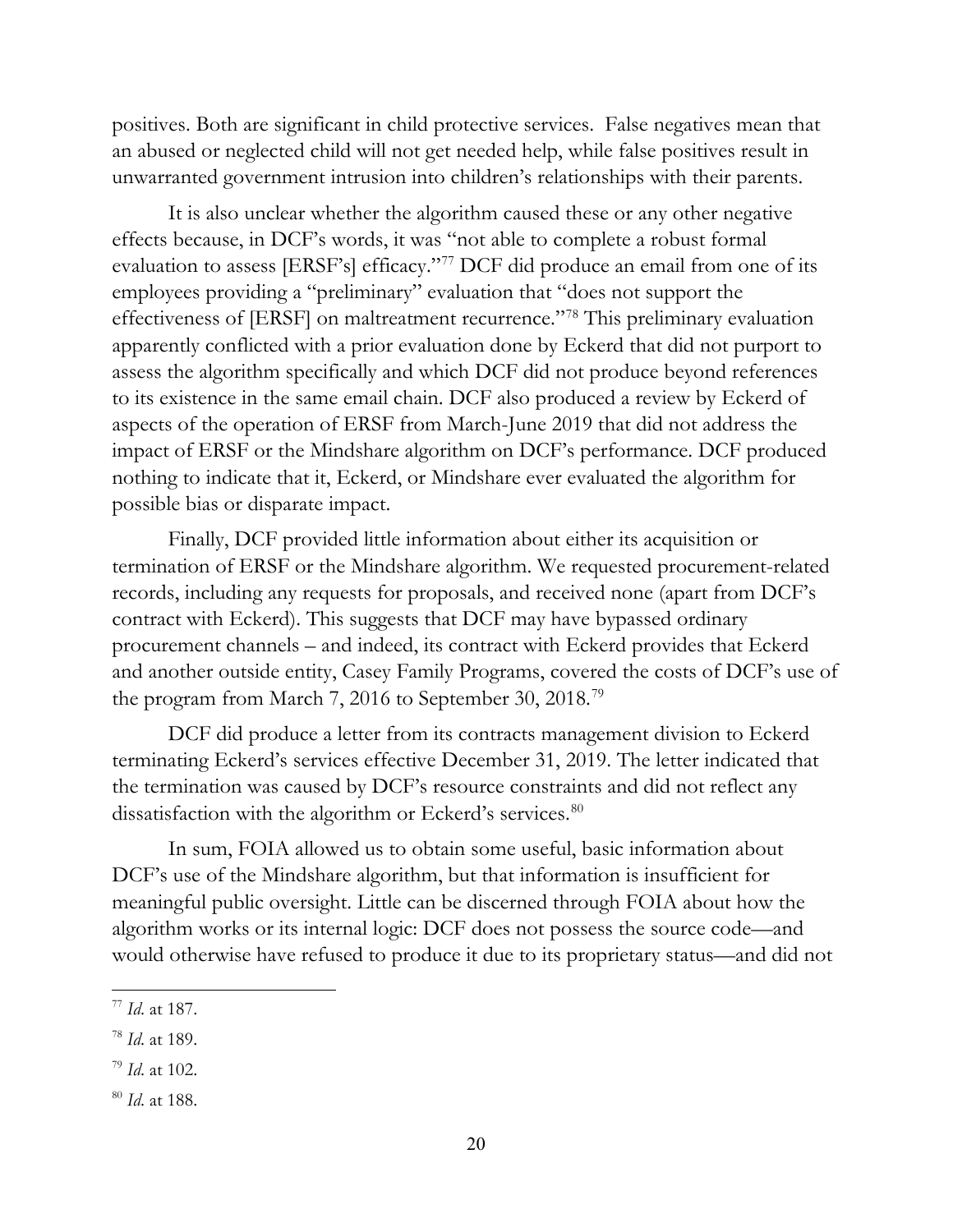positives. Both are significant in child protective services. False negatives mean that an abused or neglected child will not get needed help, while false positives result in unwarranted government intrusion into children's relationships with their parents.

It is also unclear whether the algorithm caused these or any other negative effects because, in DCF's words, it was "not able to complete a robust formal evaluation to assess [ERSF's] efficacy."[77] DCF did produce an email from one of its employees providing a "preliminary" evaluation that "does not support the effectiveness of [ERSF] on maltreatment recurrence."[78] This preliminary evaluation apparently conflicted with a prior evaluation done by Eckerd that did not purport to assess the algorithm specifically and which DCF did not produce beyond references to its existence in the same email chain. DCF also produced a review by Eckerd of aspects of the operation of ERSF from March-June 2019 that did not address the impact of ERSF or the Mindshare algorithm on DCF's performance. DCF produced nothing to indicate that it, Eckerd, or Mindshare ever evaluated the algorithm for possible bias or disparate impact.

Finally, DCF provided little information about either its acquisition or termination of ERSF or the Mindshare algorithm. We requested procurement-related records, including any requests for proposals, and received none (apart from DCF's contract with Eckerd). This suggests that DCF may have bypassed ordinary procurement channels – and indeed, its contract with Eckerd provides that Eckerd and another outside entity, Casey Family Programs, covered the costs of DCF's use of the program from March 7, 2016 to September 30, 2018.[79]

DCF did produce a letter from its contracts management division to Eckerd terminating Eckerd's services effective December 31, 2019. The letter indicated that the termination was caused by DCF's resource constraints and did not reflect any dissatisfaction with the algorithm or Eckerd's services.[80]

In sum, FOIA allowed us to obtain some useful, basic information about DCF's use of the Mindshare algorithm, but that information is insufficient for meaningful public oversight. Little can be discerned through FOIA about how the algorithm works or its internal logic: DCF does not possess the source code—and would otherwise have refused to produce it due to its proprietary status—and did not

---

[77] *Id.* at 187.

[78] *Id.* at 189.

[79] *Id.* at 102.

[80] *Id.* at 188.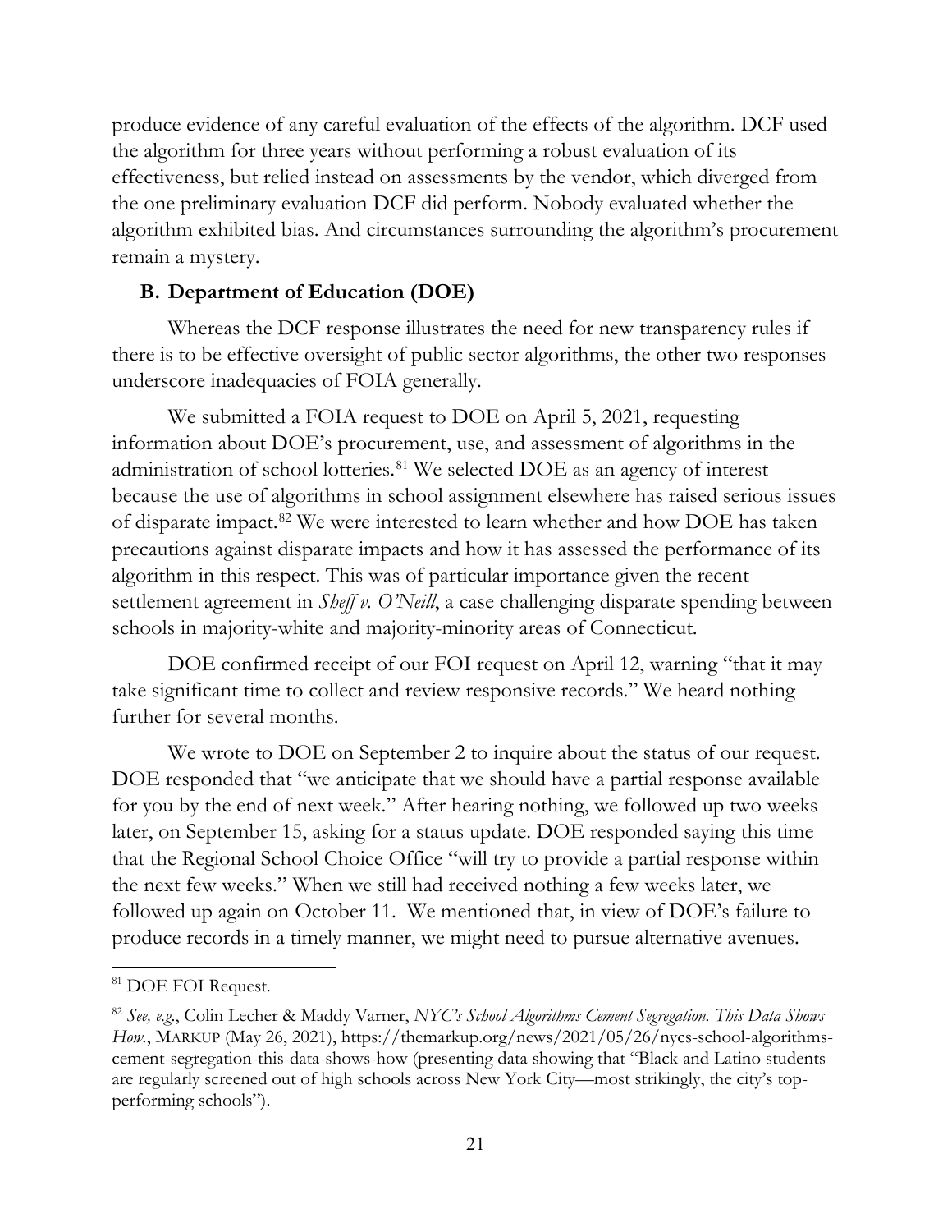produce evidence of any careful evaluation of the effects of the algorithm. DCF used the algorithm for three years without performing a robust evaluation of its effectiveness, but relied instead on assessments by the vendor, which diverged from the one preliminary evaluation DCF did perform. Nobody evaluated whether the algorithm exhibited bias. And circumstances surrounding the algorithm's procurement remain a mystery.

### B. Department of Education (DOE)

Whereas the DCF response illustrates the need for new transparency rules if there is to be effective oversight of public sector algorithms, the other two responses underscore inadequacies of FOIA generally.

We submitted a FOIA request to DOE on April 5, 2021, requesting information about DOE's procurement, use, and assessment of algorithms in the administration of school lotteries.[81] We selected DOE as an agency of interest because the use of algorithms in school assignment elsewhere has raised serious issues of disparate impact.[82] We were interested to learn whether and how DOE has taken precautions against disparate impacts and how it has assessed the performance of its algorithm in this respect. This was of particular importance given the recent settlement agreement in *Sheff v. O'Neill*, a case challenging disparate spending between schools in majority-white and majority-minority areas of Connecticut.

DOE confirmed receipt of our FOI request on April 12, warning "that it may take significant time to collect and review responsive records." We heard nothing further for several months.

We wrote to DOE on September 2 to inquire about the status of our request. DOE responded that "we anticipate that we should have a partial response available for you by the end of next week." After hearing nothing, we followed up two weeks later, on September 15, asking for a status update. DOE responded saying this time that the Regional School Choice Office "will try to provide a partial response within the next few weeks." When we still had received nothing a few weeks later, we followed up again on October 11. We mentioned that, in view of DOE's failure to produce records in a timely manner, we might need to pursue alternative avenues.

---

[81] DOE FOI Request.

[82] *See, e.g.*, Colin Lecher & Maddy Varner, *NYC's School Algorithms Cement Segregation. This Data Shows How.*, MARKUP (May 26, 2021), https://themarkup.org/news/2021/05/26/nycs-school-algorithms-cement-segregation-this-data-shows-how (presenting data showing that "Black and Latino students are regularly screened out of high schools across New York City—most strikingly, the city's top-performing schools").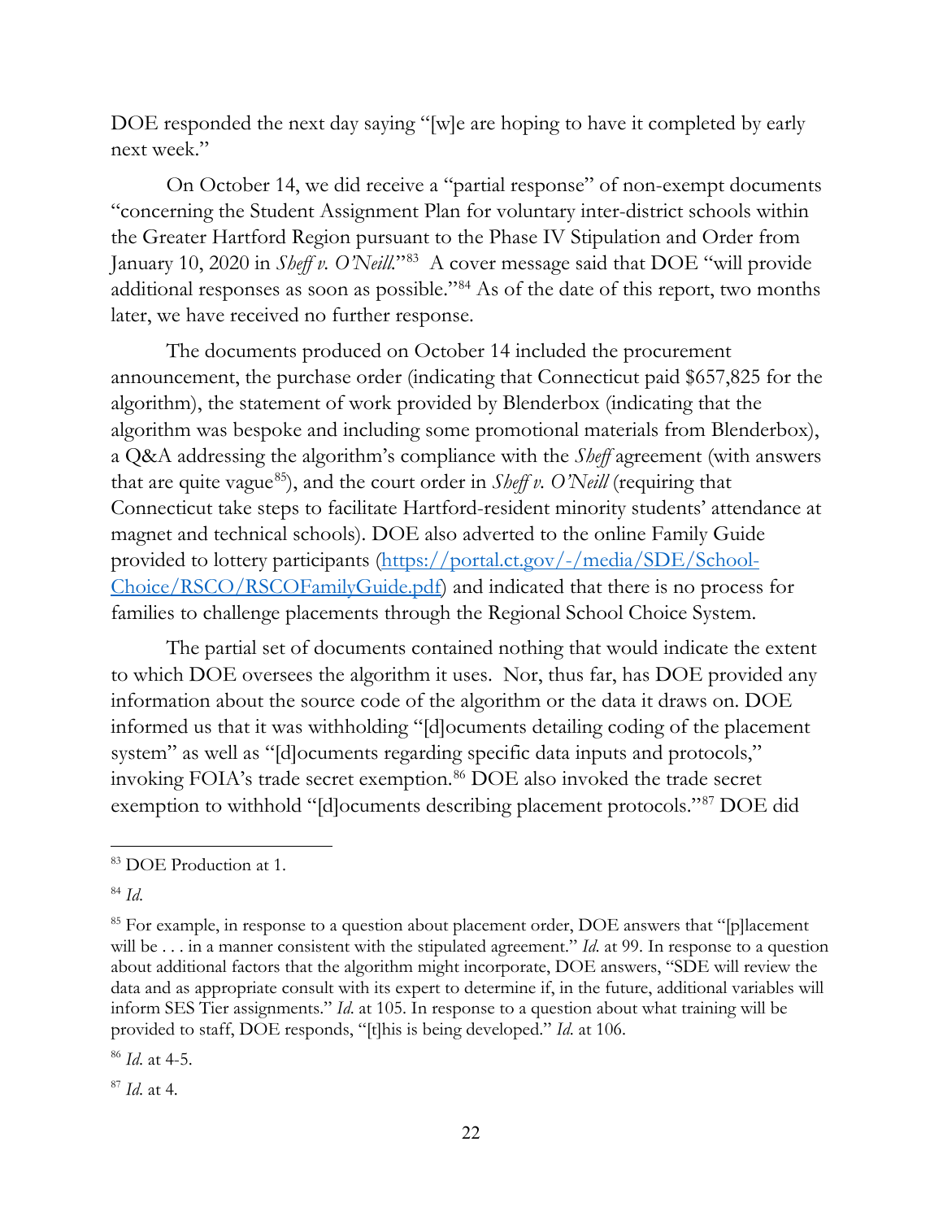DOE responded the next day saying "[w]e are hoping to have it completed by early next week."

On October 14, we did receive a "partial response" of non-exempt documents "concerning the Student Assignment Plan for voluntary inter-district schools within the Greater Hartford Region pursuant to the Phase IV Stipulation and Order from January 10, 2020 in *Sheff v. O'Neill*."[83] A cover message said that DOE "will provide additional responses as soon as possible."[84] As of the date of this report, two months later, we have received no further response.

The documents produced on October 14 included the procurement announcement, the purchase order (indicating that Connecticut paid $657,825 for the algorithm), the statement of work provided by Blenderbox (indicating that the algorithm was bespoke and including some promotional materials from Blenderbox), a Q&A addressing the algorithm's compliance with the *Sheff* agreement (with answers that are quite vague[85]), and the court order in *Sheff v. O'Neill* (requiring that Connecticut take steps to facilitate Hartford-resident minority students' attendance at magnet and technical schools). DOE also adverted to the online Family Guide provided to lottery participants ([https://portal.ct.gov/-/media/SDE/School-Choice/RSCO/RSCOFamilyGuide.pdf](https://portal.ct.gov/-/media/SDE/School-Choice/RSCO/RSCOFamilyGuide.pdf)) and indicated that there is no process for families to challenge placements through the Regional School Choice System.

The partial set of documents contained nothing that would indicate the extent to which DOE oversees the algorithm it uses. Nor, thus far, has DOE provided any information about the source code of the algorithm or the data it draws on. DOE informed us that it was withholding "[d]ocuments detailing coding of the placement system" as well as "[d]ocuments regarding specific data inputs and protocols," invoking FOIA's trade secret exemption.[86] DOE also invoked the trade secret exemption to withhold "[d]ocuments describing placement protocols."[87] DOE did

---

[83] DOE Production at 1.

[84] *Id.*

[85] For example, in response to a question about placement order, DOE answers that "[p]lacement will be . . . in a manner consistent with the stipulated agreement." *Id.* at 99. In response to a question about additional factors that the algorithm might incorporate, DOE answers, "SDE will review the data and as appropriate consult with its expert to determine if, in the future, additional variables will inform SES Tier assignments." *Id.* at 105. In response to a question about what training will be provided to staff, DOE responds, "[t]his is being developed." *Id.* at 106.

[86] *Id.* at 4-5.

[87] *Id.* at 4.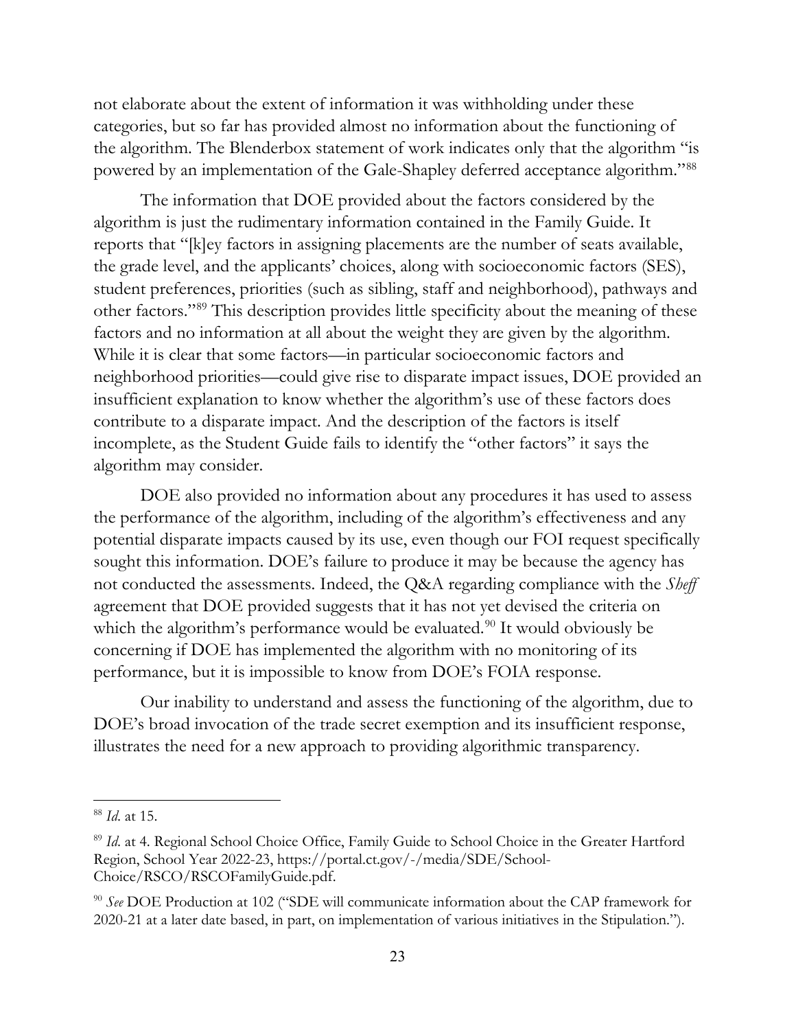not elaborate about the extent of information it was withholding under these categories, but so far has provided almost no information about the functioning of the algorithm. The Blenderbox statement of work indicates only that the algorithm "is powered by an implementation of the Gale-Shapley deferred acceptance algorithm."[88]

The information that DOE provided about the factors considered by the algorithm is just the rudimentary information contained in the Family Guide. It reports that "[k]ey factors in assigning placements are the number of seats available, the grade level, and the applicants' choices, along with socioeconomic factors (SES), student preferences, priorities (such as sibling, staff and neighborhood), pathways and other factors."[89] This description provides little specificity about the meaning of these factors and no information at all about the weight they are given by the algorithm. While it is clear that some factors—in particular socioeconomic factors and neighborhood priorities—could give rise to disparate impact issues, DOE provided an insufficient explanation to know whether the algorithm's use of these factors does contribute to a disparate impact. And the description of the factors is itself incomplete, as the Student Guide fails to identify the "other factors" it says the algorithm may consider.

DOE also provided no information about any procedures it has used to assess the performance of the algorithm, including of the algorithm's effectiveness and any potential disparate impacts caused by its use, even though our FOI request specifically sought this information. DOE's failure to produce it may be because the agency has not conducted the assessments. Indeed, the Q&A regarding compliance with the *Sheff* agreement that DOE provided suggests that it has not yet devised the criteria on which the algorithm's performance would be evaluated.[90] It would obviously be concerning if DOE has implemented the algorithm with no monitoring of its performance, but it is impossible to know from DOE's FOIA response.

Our inability to understand and assess the functioning of the algorithm, due to DOE's broad invocation of the trade secret exemption and its insufficient response, illustrates the need for a new approach to providing algorithmic transparency.

---

[88] *Id.* at 15.

[89] *Id.* at 4. Regional School Choice Office, Family Guide to School Choice in the Greater Hartford Region, School Year 2022-23, https://portal.ct.gov/-/media/SDE/School-Choice/RSCO/RSCOFamilyGuide.pdf.

[90] *See* DOE Production at 102 ("SDE will communicate information about the CAP framework for 2020-21 at a later date based, in part, on implementation of various initiatives in the Stipulation.").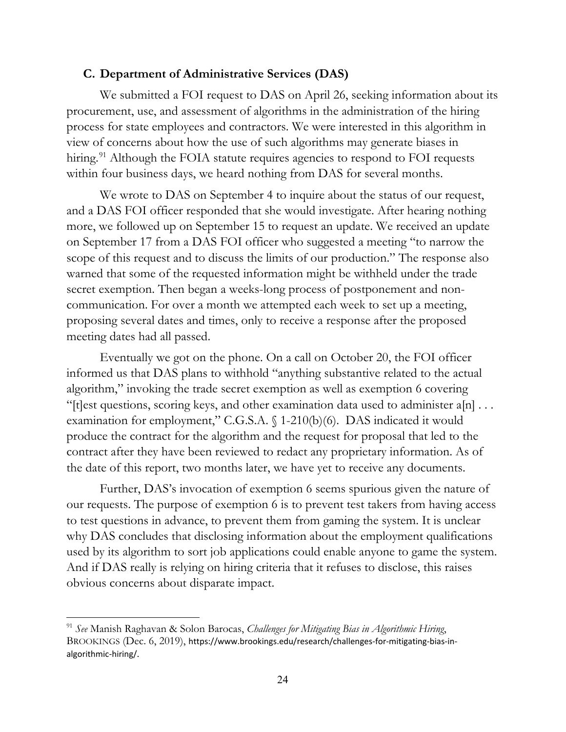### C. Department of Administrative Services (DAS)

We submitted a FOI request to DAS on April 26, seeking information about its procurement, use, and assessment of algorithms in the administration of the hiring process for state employees and contractors. We were interested in this algorithm in view of concerns about how the use of such algorithms may generate biases in hiring.[91] Although the FOIA statute requires agencies to respond to FOI requests within four business days, we heard nothing from DAS for several months.

We wrote to DAS on September 4 to inquire about the status of our request, and a DAS FOI officer responded that she would investigate. After hearing nothing more, we followed up on September 15 to request an update. We received an update on September 17 from a DAS FOI officer who suggested a meeting "to narrow the scope of this request and to discuss the limits of our production." The response also warned that some of the requested information might be withheld under the trade secret exemption. Then began a weeks-long process of postponement and non-communication. For over a month we attempted each week to set up a meeting, proposing several dates and times, only to receive a response after the proposed meeting dates had all passed.

Eventually we got on the phone. On a call on October 20, the FOI officer informed us that DAS plans to withhold "anything substantive related to the actual algorithm," invoking the trade secret exemption as well as exemption 6 covering "[t]est questions, scoring keys, and other examination data used to administer a[n] . . . examination for employment," C.G.S.A. § 1-210(b)(6). DAS indicated it would produce the contract for the algorithm and the request for proposal that led to the contract after they have been reviewed to redact any proprietary information. As of the date of this report, two months later, we have yet to receive any documents.

Further, DAS's invocation of exemption 6 seems spurious given the nature of our requests. The purpose of exemption 6 is to prevent test takers from having access to test questions in advance, to prevent them from gaming the system. It is unclear why DAS concludes that disclosing information about the employment qualifications used by its algorithm to sort job applications could enable anyone to game the system. And if DAS really is relying on hiring criteria that it refuses to disclose, this raises obvious concerns about disparate impact.

---

[91] *See* Manish Raghavan & Solon Barocas, *Challenges for Mitigating Bias in Algorithmic Hiring*, BROOKINGS (Dec. 6, 2019), https://www.brookings.edu/research/challenges-for-mitigating-bias-in-algorithmic-hiring/.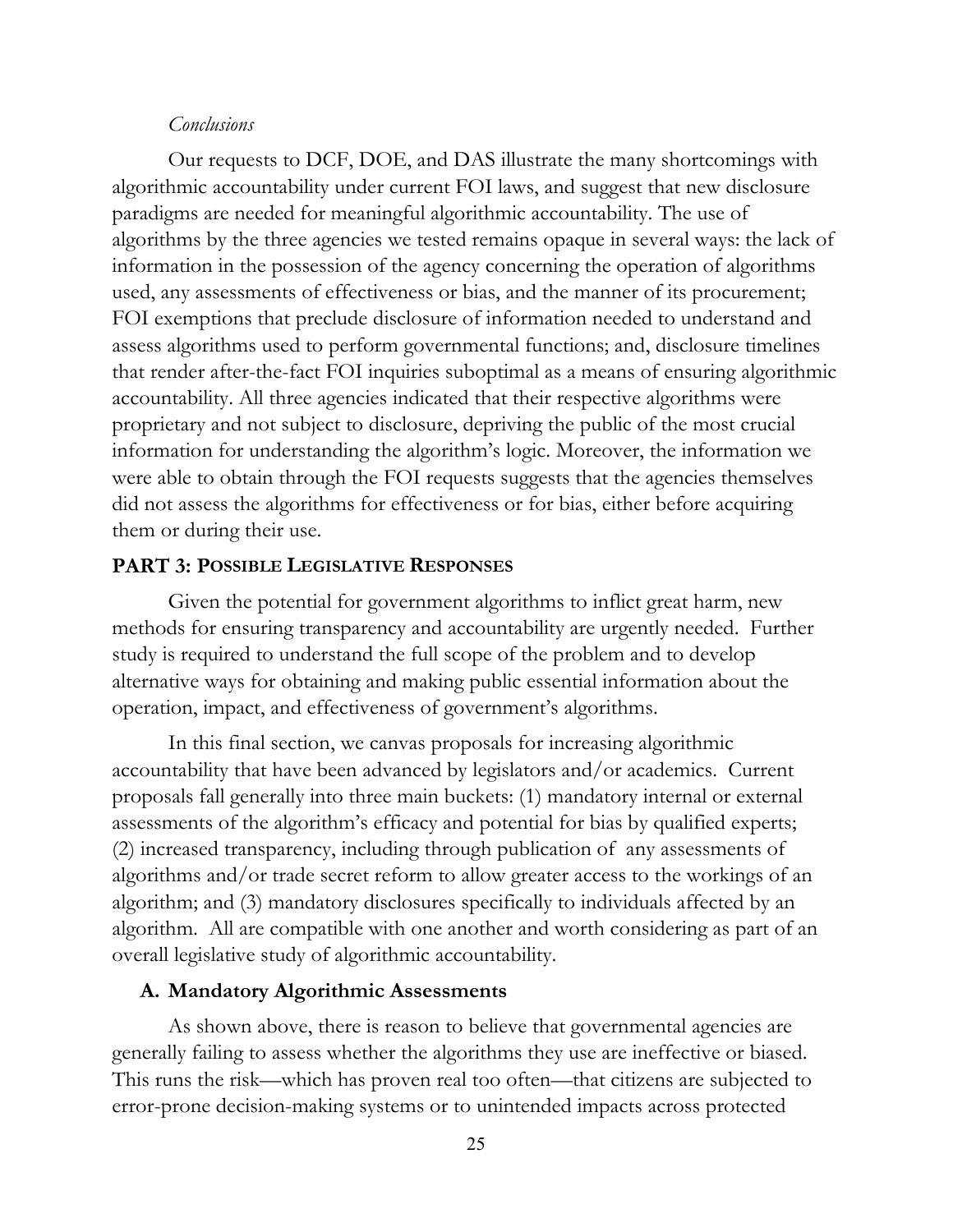*Conclusions*

Our requests to DCF, DOE, and DAS illustrate the many shortcomings with algorithmic accountability under current FOI laws, and suggest that new disclosure paradigms are needed for meaningful algorithmic accountability. The use of algorithms by the three agencies we tested remains opaque in several ways: the lack of information in the possession of the agency concerning the operation of algorithms used, any assessments of effectiveness or bias, and the manner of its procurement; FOI exemptions that preclude disclosure of information needed to understand and assess algorithms used to perform governmental functions; and, disclosure timelines that render after-the-fact FOI inquiries suboptimal as a means of ensuring algorithmic accountability. All three agencies indicated that their respective algorithms were proprietary and not subject to disclosure, depriving the public of the most crucial information for understanding the algorithm's logic. Moreover, the information we were able to obtain through the FOI requests suggests that the agencies themselves did not assess the algorithms for effectiveness or for bias, either before acquiring them or during their use.

## PART 3: POSSIBLE LEGISLATIVE RESPONSES

Given the potential for government algorithms to inflict great harm, new methods for ensuring transparency and accountability are urgently needed. Further study is required to understand the full scope of the problem and to develop alternative ways for obtaining and making public essential information about the operation, impact, and effectiveness of government's algorithms.

In this final section, we canvas proposals for increasing algorithmic accountability that have been advanced by legislators and/or academics. Current proposals fall generally into three main buckets: (1) mandatory internal or external assessments of the algorithm's efficacy and potential for bias by qualified experts; (2) increased transparency, including through publication of any assessments of algorithms and/or trade secret reform to allow greater access to the workings of an algorithm; and (3) mandatory disclosures specifically to individuals affected by an algorithm. All are compatible with one another and worth considering as part of an overall legislative study of algorithmic accountability.

### A. Mandatory Algorithmic Assessments

As shown above, there is reason to believe that governmental agencies are generally failing to assess whether the algorithms they use are ineffective or biased. This runs the risk—which has proven real too often—that citizens are subjected to error-prone decision-making systems or to unintended impacts across protected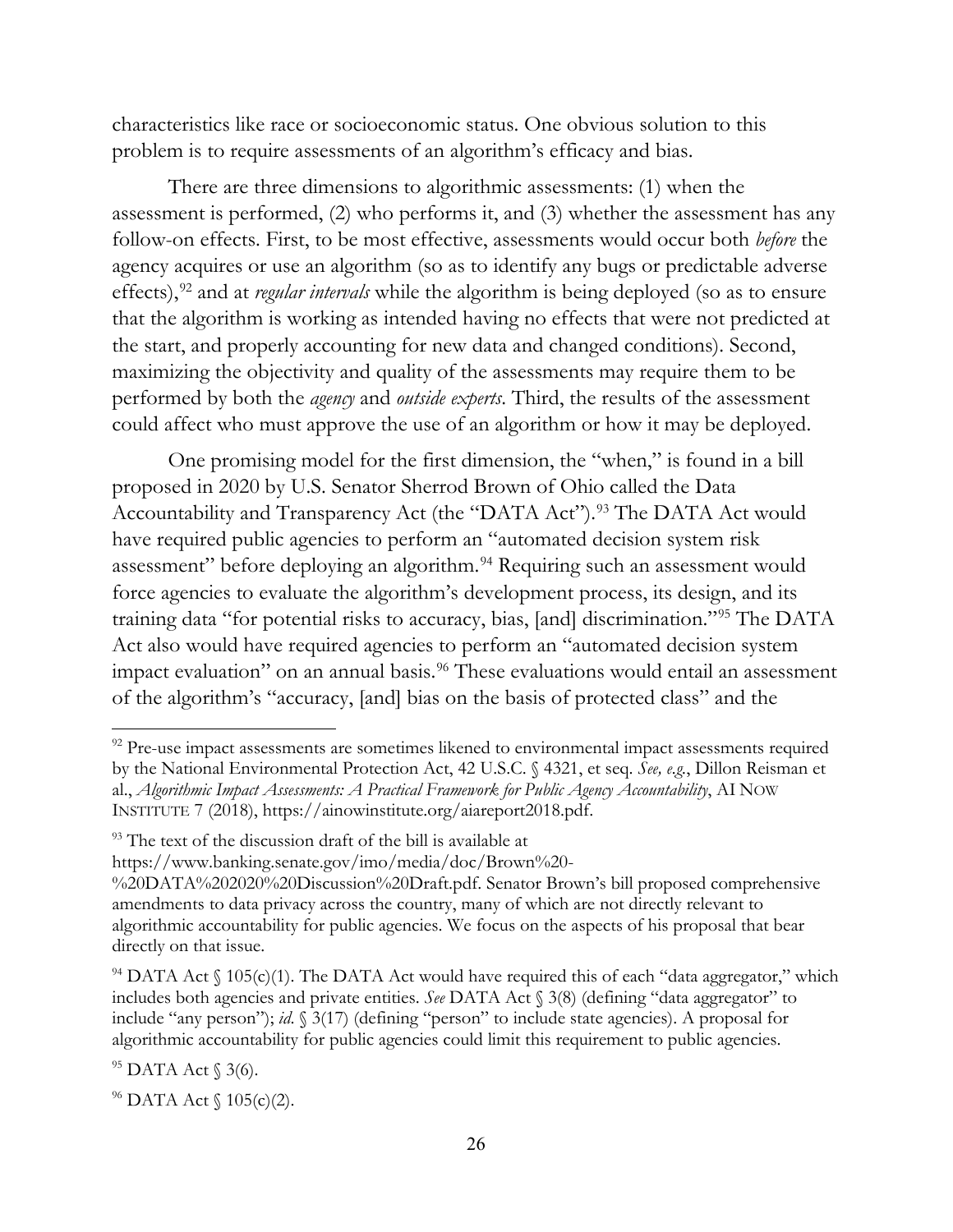characteristics like race or socioeconomic status. One obvious solution to this problem is to require assessments of an algorithm's efficacy and bias.

There are three dimensions to algorithmic assessments: (1) when the assessment is performed, (2) who performs it, and (3) whether the assessment has any follow-on effects. First, to be most effective, assessments would occur both *before* the agency acquires or use an algorithm (so as to identify any bugs or predictable adverse effects),[92] and at *regular intervals* while the algorithm is being deployed (so as to ensure that the algorithm is working as intended having no effects that were not predicted at the start, and properly accounting for new data and changed conditions). Second, maximizing the objectivity and quality of the assessments may require them to be performed by both the *agency* and *outside experts*. Third, the results of the assessment could affect who must approve the use of an algorithm or how it may be deployed.

One promising model for the first dimension, the "when," is found in a bill proposed in 2020 by U.S. Senator Sherrod Brown of Ohio called the Data Accountability and Transparency Act (the "DATA Act").[93] The DATA Act would have required public agencies to perform an "automated decision system risk assessment" before deploying an algorithm.[94] Requiring such an assessment would force agencies to evaluate the algorithm's development process, its design, and its training data "for potential risks to accuracy, bias, [and] discrimination."[95] The DATA Act also would have required agencies to perform an "automated decision system impact evaluation" on an annual basis.[96] These evaluations would entail an assessment of the algorithm's "accuracy, [and] bias on the basis of protected class" and the

---

[92] Pre-use impact assessments are sometimes likened to environmental impact assessments required by the National Environmental Protection Act, 42 U.S.C. § 4321, et seq. *See, e.g.*, Dillon Reisman et al., *Algorithmic Impact Assessments: A Practical Framework for Public Agency Accountability*, AI NOW INSTITUTE 7 (2018), https://ainowinstitute.org/aiareport2018.pdf.

[93] The text of the discussion draft of the bill is available at https://www.banking.senate.gov/imo/media/doc/Brown%20-%20DATA%202020%20Discussion%20Draft.pdf. Senator Brown's bill proposed comprehensive amendments to data privacy across the country, many of which are not directly relevant to algorithmic accountability for public agencies. We focus on the aspects of his proposal that bear directly on that issue.

[94] DATA Act § 105(c)(1). The DATA Act would have required this of each "data aggregator," which includes both agencies and private entities. *See* DATA Act § 3(8) (defining "data aggregator" to include "any person"); *id.* § 3(17) (defining "person" to include state agencies). A proposal for algorithmic accountability for public agencies could limit this requirement to public agencies.

[95] DATA Act § 3(6).

[96] DATA Act § 105(c)(2).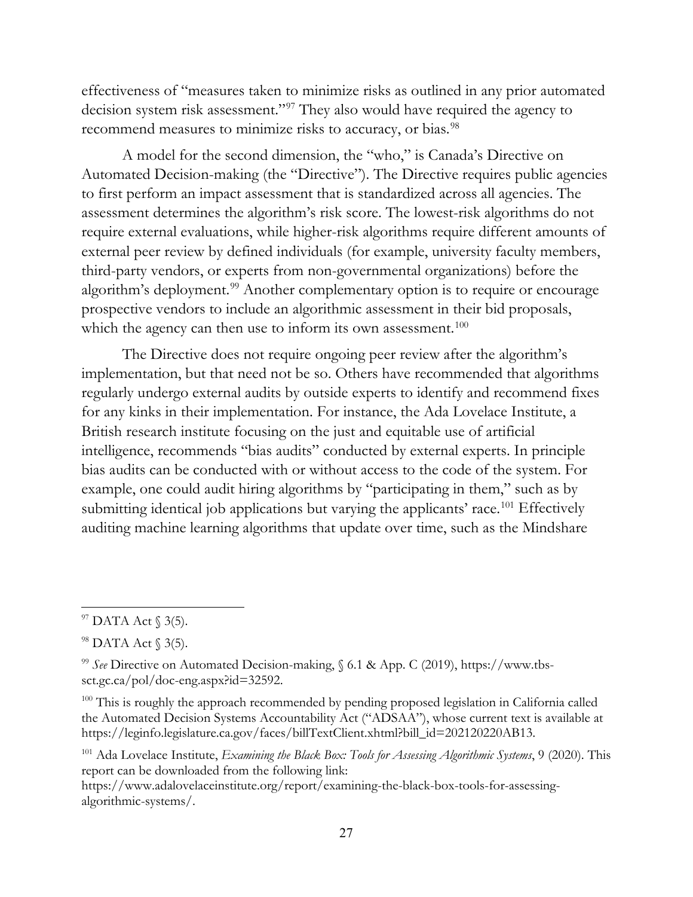effectiveness of "measures taken to minimize risks as outlined in any prior automated decision system risk assessment."[97] They also would have required the agency to recommend measures to minimize risks to accuracy, or bias.[98]

A model for the second dimension, the "who," is Canada's Directive on Automated Decision-making (the "Directive"). The Directive requires public agencies to first perform an impact assessment that is standardized across all agencies. The assessment determines the algorithm's risk score. The lowest-risk algorithms do not require external evaluations, while higher-risk algorithms require different amounts of external peer review by defined individuals (for example, university faculty members, third-party vendors, or experts from non-governmental organizations) before the algorithm's deployment.[99] Another complementary option is to require or encourage prospective vendors to include an algorithmic assessment in their bid proposals, which the agency can then use to inform its own assessment.[100]

The Directive does not require ongoing peer review after the algorithm's implementation, but that need not be so. Others have recommended that algorithms regularly undergo external audits by outside experts to identify and recommend fixes for any kinks in their implementation. For instance, the Ada Lovelace Institute, a British research institute focusing on the just and equitable use of artificial intelligence, recommends "bias audits" conducted by external experts. In principle bias audits can be conducted with or without access to the code of the system. For example, one could audit hiring algorithms by "participating in them," such as by submitting identical job applications but varying the applicants' race.[101] Effectively auditing machine learning algorithms that update over time, such as the Mindshare

---

[97] DATA Act § 3(5).

[98] DATA Act § 3(5).

[99] *See* Directive on Automated Decision-making, § 6.1 & App. C (2019), https://www.tbs-sct.gc.ca/pol/doc-eng.aspx?id=32592.

[100] This is roughly the approach recommended by pending proposed legislation in California called the Automated Decision Systems Accountability Act ("ADSAA"), whose current text is available at https://leginfo.legislature.ca.gov/faces/billTextClient.xhtml?bill_id=202120220AB13.

[101] Ada Lovelace Institute, *Examining the Black Box: Tools for Assessing Algorithmic Systems*, 9 (2020). This report can be downloaded from the following link: https://www.adalovelaceinstitute.org/report/examining-the-black-box-tools-for-assessing-algorithmic-systems/.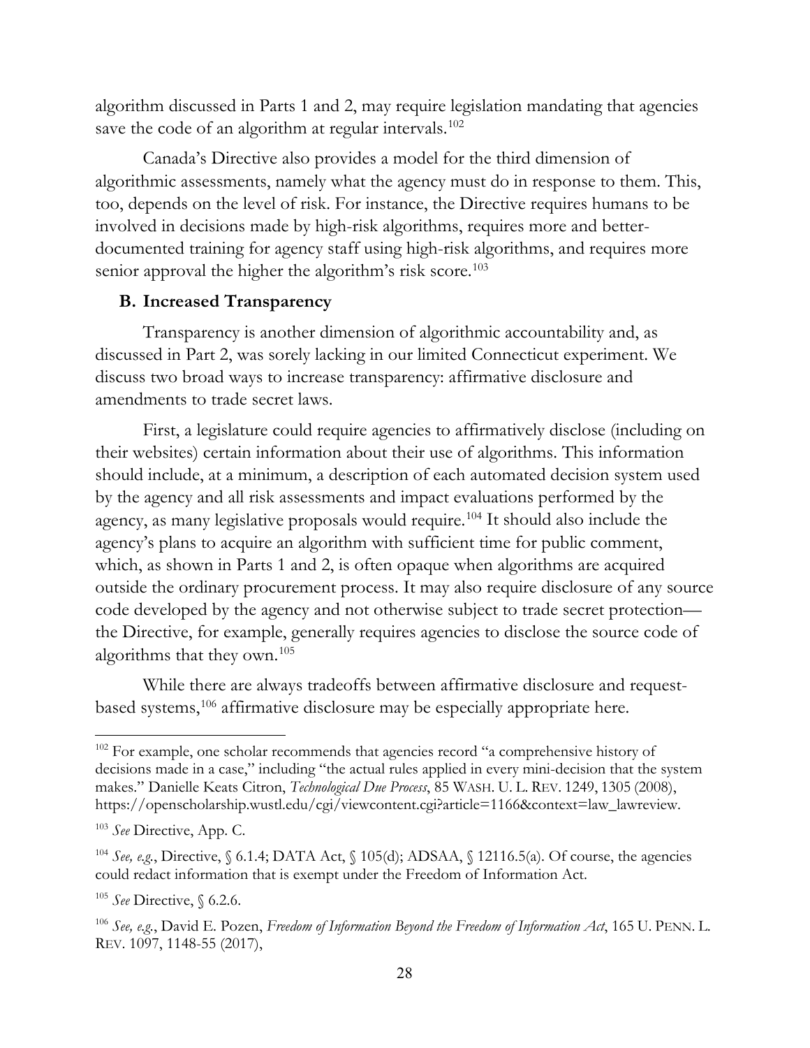algorithm discussed in Parts 1 and 2, may require legislation mandating that agencies save the code of an algorithm at regular intervals.[102]

Canada's Directive also provides a model for the third dimension of algorithmic assessments, namely what the agency must do in response to them. This, too, depends on the level of risk. For instance, the Directive requires humans to be involved in decisions made by high-risk algorithms, requires more and better-documented training for agency staff using high-risk algorithms, and requires more senior approval the higher the algorithm's risk score.[103]

### B. Increased Transparency

Transparency is another dimension of algorithmic accountability and, as discussed in Part 2, was sorely lacking in our limited Connecticut experiment. We discuss two broad ways to increase transparency: affirmative disclosure and amendments to trade secret laws.

First, a legislature could require agencies to affirmatively disclose (including on their websites) certain information about their use of algorithms. This information should include, at a minimum, a description of each automated decision system used by the agency and all risk assessments and impact evaluations performed by the agency, as many legislative proposals would require.[104] It should also include the agency's plans to acquire an algorithm with sufficient time for public comment, which, as shown in Parts 1 and 2, is often opaque when algorithms are acquired outside the ordinary procurement process. It may also require disclosure of any source code developed by the agency and not otherwise subject to trade secret protection—the Directive, for example, generally requires agencies to disclose the source code of algorithms that they own.[105]

While there are always tradeoffs between affirmative disclosure and request-based systems,[106] affirmative disclosure may be especially appropriate here.

---

[102] For example, one scholar recommends that agencies record "a comprehensive history of decisions made in a case," including "the actual rules applied in every mini-decision that the system makes." Danielle Keats Citron, *Technological Due Process*, 85 WASH. U. L. REV. 1249, 1305 (2008), https://openscholarship.wustl.edu/cgi/viewcontent.cgi?article=1166&context=law_lawreview.

[103] *See* Directive, App. C.

[104] *See, e.g.*, Directive, § 6.1.4; DATA Act, § 105(d); ADSAA, § 12116.5(a). Of course, the agencies could redact information that is exempt under the Freedom of Information Act.

[105] *See* Directive, § 6.2.6.

[106] *See, e.g.*, David E. Pozen, *Freedom of Information Beyond the Freedom of Information Act*, 165 U. PENN. L. REV. 1097, 1148-55 (2017),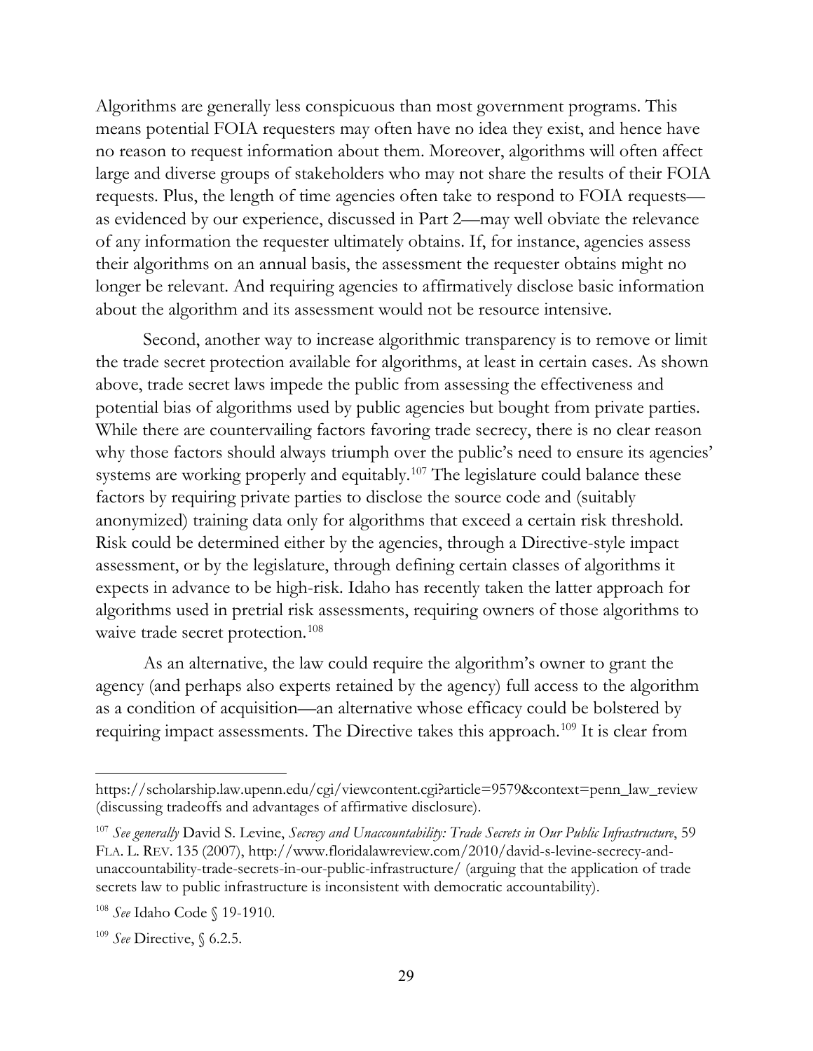Algorithms are generally less conspicuous than most government programs. This means potential FOIA requesters may often have no idea they exist, and hence have no reason to request information about them. Moreover, algorithms will often affect large and diverse groups of stakeholders who may not share the results of their FOIA requests. Plus, the length of time agencies often take to respond to FOIA requests—as evidenced by our experience, discussed in Part 2—may well obviate the relevance of any information the requester ultimately obtains. If, for instance, agencies assess their algorithms on an annual basis, the assessment the requester obtains might no longer be relevant. And requiring agencies to affirmatively disclose basic information about the algorithm and its assessment would not be resource intensive.

Second, another way to increase algorithmic transparency is to remove or limit the trade secret protection available for algorithms, at least in certain cases. As shown above, trade secret laws impede the public from assessing the effectiveness and potential bias of algorithms used by public agencies but bought from private parties. While there are countervailing factors favoring trade secrecy, there is no clear reason why those factors should always triumph over the public's need to ensure its agencies' systems are working properly and equitably.[107] The legislature could balance these factors by requiring private parties to disclose the source code and (suitably anonymized) training data only for algorithms that exceed a certain risk threshold. Risk could be determined either by the agencies, through a Directive-style impact assessment, or by the legislature, through defining certain classes of algorithms it expects in advance to be high-risk. Idaho has recently taken the latter approach for algorithms used in pretrial risk assessments, requiring owners of those algorithms to waive trade secret protection.[108]

As an alternative, the law could require the algorithm's owner to grant the agency (and perhaps also experts retained by the agency) full access to the algorithm as a condition of acquisition—an alternative whose efficacy could be bolstered by requiring impact assessments. The Directive takes this approach.[109] It is clear from

---

https://scholarship.law.upenn.edu/cgi/viewcontent.cgi?article=9579&context=penn_law_review (discussing tradeoffs and advantages of affirmative disclosure).

[107] *See generally* David S. Levine, *Secrecy and Unaccountability: Trade Secrets in Our Public Infrastructure*, 59 FLA. L. REV. 135 (2007), http://www.floridalawreview.com/2010/david-s-levine-secrecy-and-unaccountability-trade-secrets-in-our-public-infrastructure/ (arguing that the application of trade secrets law to public infrastructure is inconsistent with democratic accountability).

[108] *See* Idaho Code § 19-1910.

[109] *See* Directive, § 6.2.5.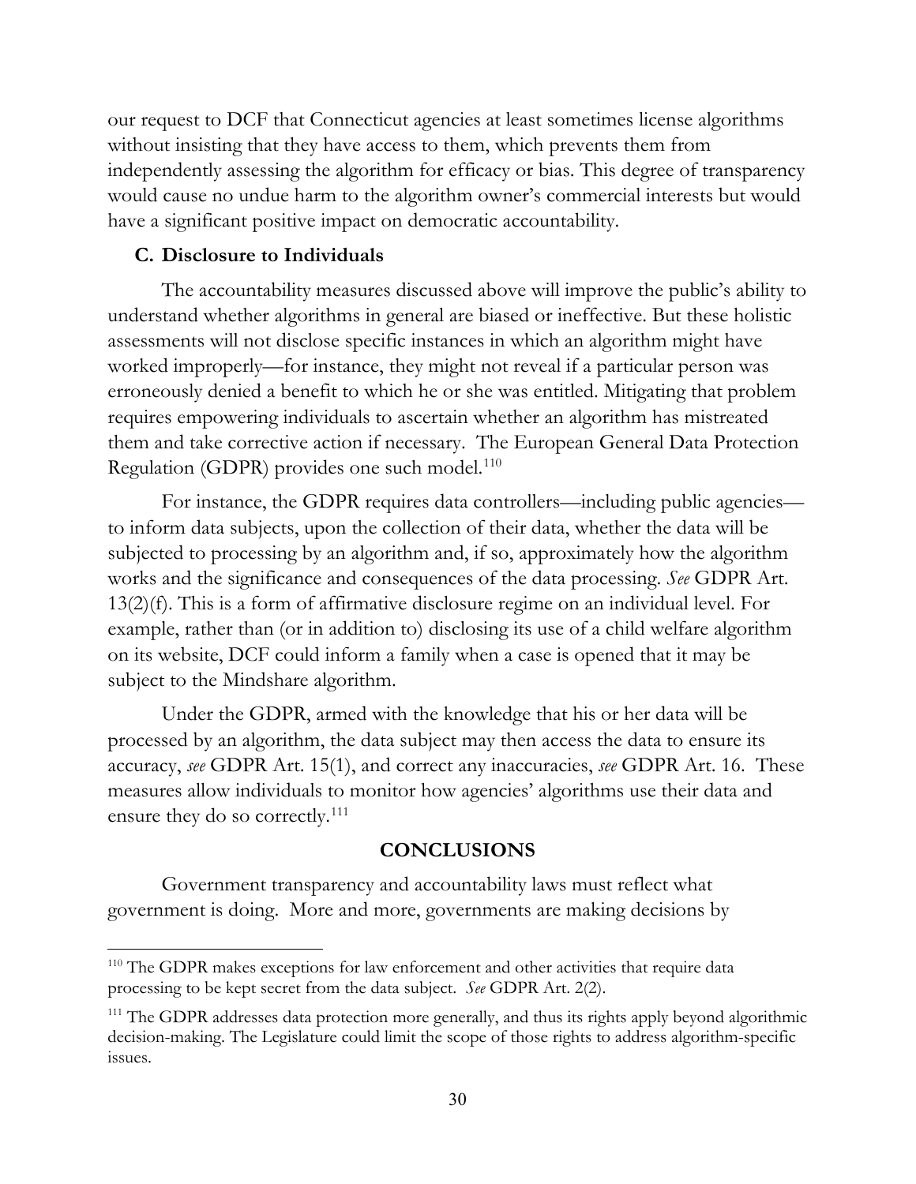our request to DCF that Connecticut agencies at least sometimes license algorithms without insisting that they have access to them, which prevents them from independently assessing the algorithm for efficacy or bias. This degree of transparency would cause no undue harm to the algorithm owner's commercial interests but would have a significant positive impact on democratic accountability.

### C. Disclosure to Individuals

The accountability measures discussed above will improve the public's ability to understand whether algorithms in general are biased or ineffective. But these holistic assessments will not disclose specific instances in which an algorithm might have worked improperly—for instance, they might not reveal if a particular person was erroneously denied a benefit to which he or she was entitled. Mitigating that problem requires empowering individuals to ascertain whether an algorithm has mistreated them and take corrective action if necessary. The European General Data Protection Regulation (GDPR) provides one such model.[110]

For instance, the GDPR requires data controllers—including public agencies—to inform data subjects, upon the collection of their data, whether the data will be subjected to processing by an algorithm and, if so, approximately how the algorithm works and the significance and consequences of the data processing. *See* GDPR Art. 13(2)(f). This is a form of affirmative disclosure regime on an individual level. For example, rather than (or in addition to) disclosing its use of a child welfare algorithm on its website, DCF could inform a family when a case is opened that it may be subject to the Mindshare algorithm.

Under the GDPR, armed with the knowledge that his or her data will be processed by an algorithm, the data subject may then access the data to ensure its accuracy, *see* GDPR Art. 15(1), and correct any inaccuracies, *see* GDPR Art. 16. These measures allow individuals to monitor how agencies' algorithms use their data and ensure they do so correctly.[111]

## CONCLUSIONS

Government transparency and accountability laws must reflect what government is doing. More and more, governments are making decisions by

---

[110] The GDPR makes exceptions for law enforcement and other activities that require data processing to be kept secret from the data subject. *See* GDPR Art. 2(2).

[111] The GDPR addresses data protection more generally, and thus its rights apply beyond algorithmic decision-making. The Legislature could limit the scope of those rights to address algorithm-specific issues.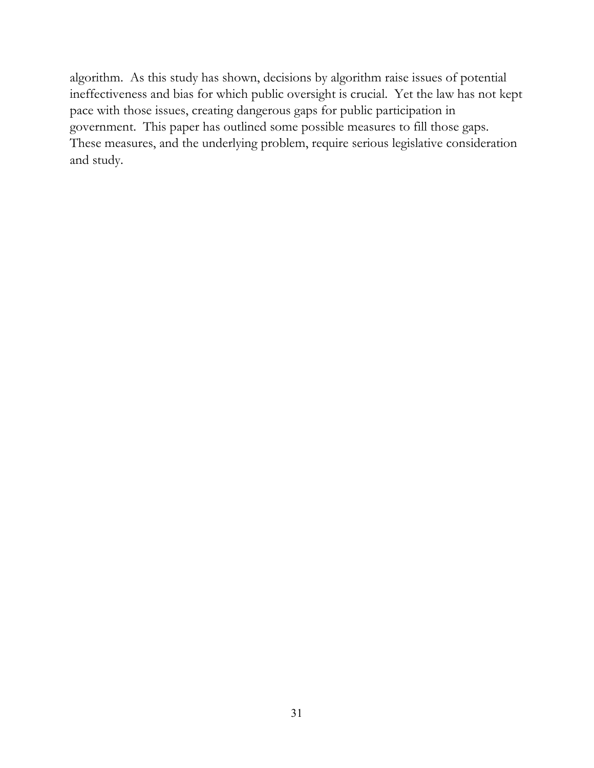algorithm. As this study has shown, decisions by algorithm raise issues of potential ineffectiveness and bias for which public oversight is crucial. Yet the law has not kept pace with those issues, creating dangerous gaps for public participation in government. This paper has outlined some possible measures to fill those gaps. These measures, and the underlying problem, require serious legislative consideration and study.